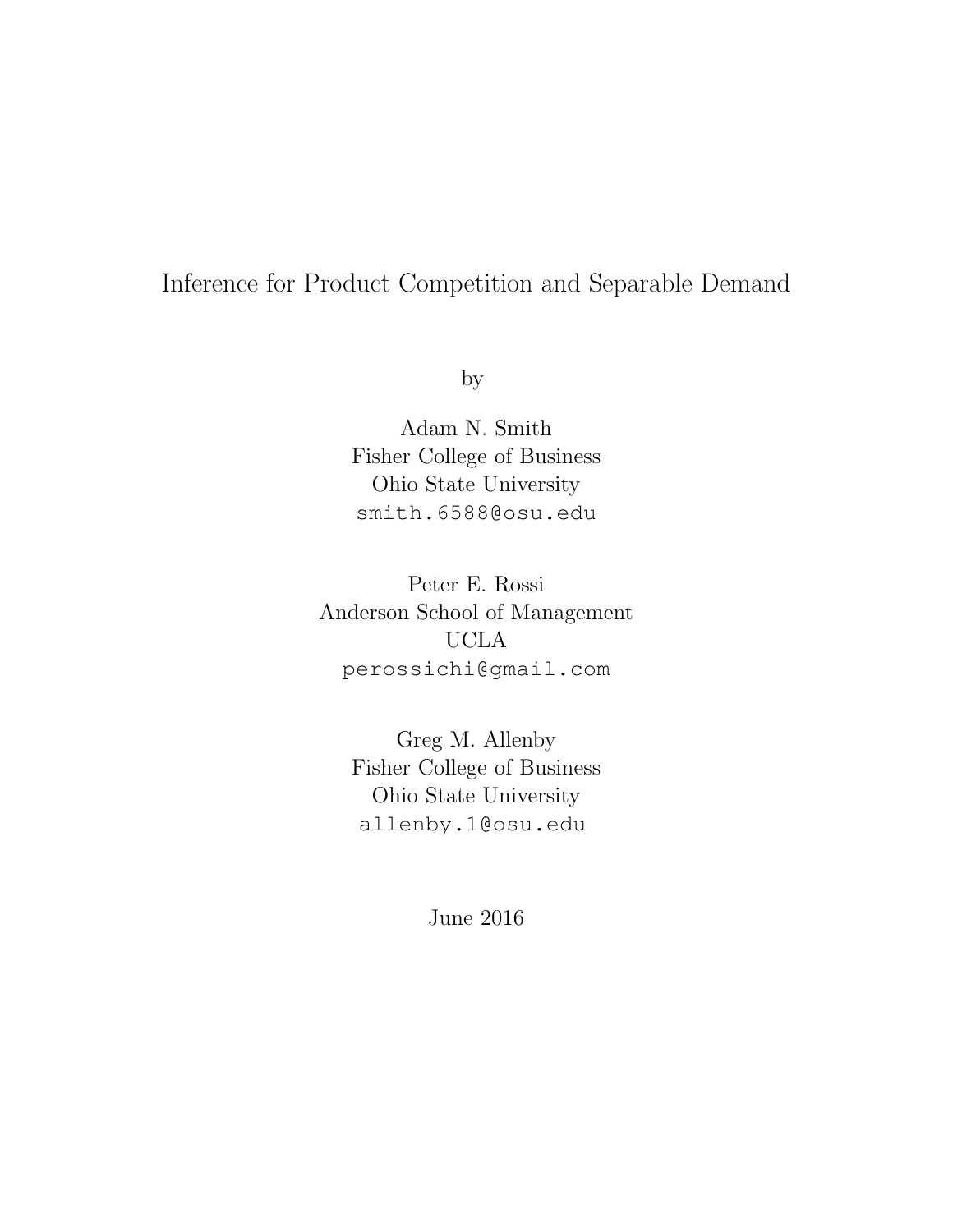# Inference for Product Competition and Separable Demand

by

Adam N. Smith
Fisher College of Business
Ohio State University
smith.6588@osu.edu

Peter E. Rossi
Anderson School of Management
UCLA
perossichi@gmail.com

Greg M. Allenby
Fisher College of Business
Ohio State University
allenby.1@osu.edu

June 2016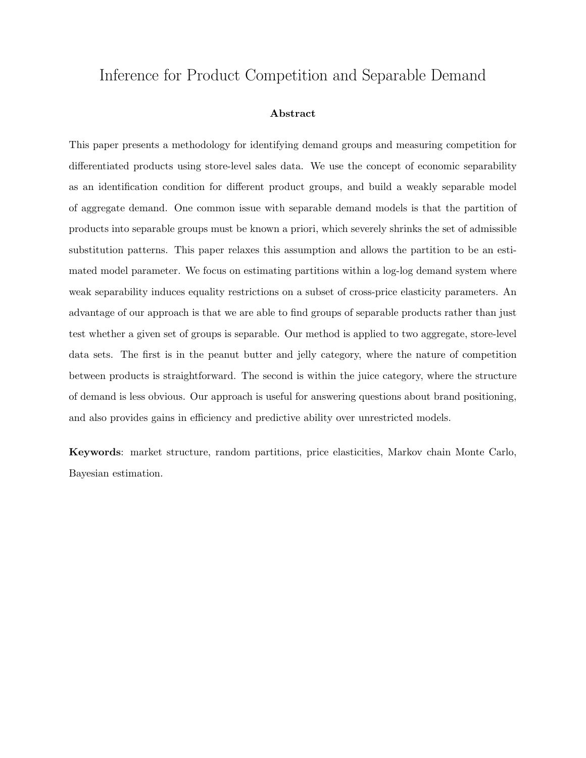# Inference for Product Competition and Separable Demand

**Abstract**

This paper presents a methodology for identifying demand groups and measuring competition for differentiated products using store-level sales data. We use the concept of economic separability as an identification condition for different product groups, and build a weakly separable model of aggregate demand. One common issue with separable demand models is that the partition of products into separable groups must be known a priori, which severely shrinks the set of admissible substitution patterns. This paper relaxes this assumption and allows the partition to be an estimated model parameter. We focus on estimating partitions within a log-log demand system where weak separability induces equality restrictions on a subset of cross-price elasticity parameters. An advantage of our approach is that we are able to find groups of separable products rather than just test whether a given set of groups is separable. Our method is applied to two aggregate, store-level data sets. The first is in the peanut butter and jelly category, where the nature of competition between products is straightforward. The second is within the juice category, where the structure of demand is less obvious. Our approach is useful for answering questions about brand positioning, and also provides gains in efficiency and predictive ability over unrestricted models.

**Keywords**: market structure, random partitions, price elasticities, Markov chain Monte Carlo, Bayesian estimation.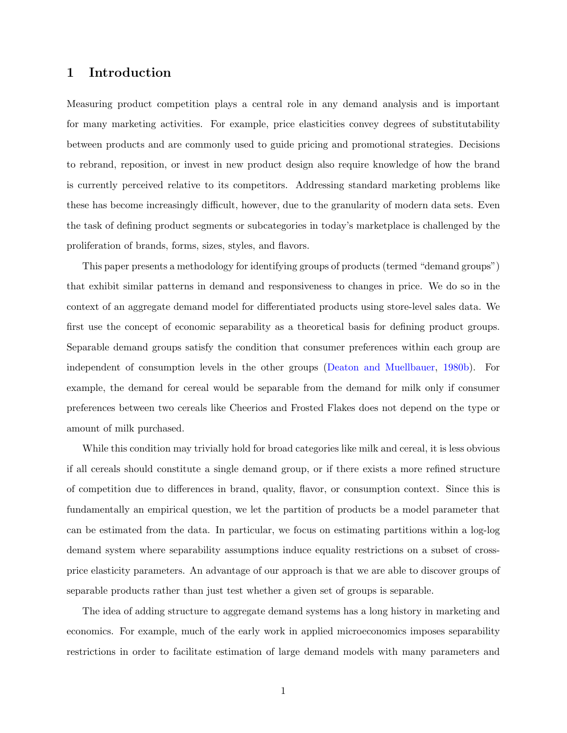# 1 Introduction

Measuring product competition plays a central role in any demand analysis and is important for many marketing activities. For example, price elasticities convey degrees of substitutability between products and are commonly used to guide pricing and promotional strategies. Decisions to rebrand, reposition, or invest in new product design also require knowledge of how the brand is currently perceived relative to its competitors. Addressing standard marketing problems like these has become increasingly difficult, however, due to the granularity of modern data sets. Even the task of defining product segments or subcategories in today's marketplace is challenged by the proliferation of brands, forms, sizes, styles, and flavors.

This paper presents a methodology for identifying groups of products (termed "demand groups") that exhibit similar patterns in demand and responsiveness to changes in price. We do so in the context of an aggregate demand model for differentiated products using store-level sales data. We first use the concept of economic separability as a theoretical basis for defining product groups. Separable demand groups satisfy the condition that consumer preferences within each group are independent of consumption levels in the other groups (Deaton and Muellbauer, 1980b). For example, the demand for cereal would be separable from the demand for milk only if consumer preferences between two cereals like Cheerios and Frosted Flakes does not depend on the type or amount of milk purchased.

While this condition may trivially hold for broad categories like milk and cereal, it is less obvious if all cereals should constitute a single demand group, or if there exists a more refined structure of competition due to differences in brand, quality, flavor, or consumption context. Since this is fundamentally an empirical question, we let the partition of products be a model parameter that can be estimated from the data. In particular, we focus on estimating partitions within a log-log demand system where separability assumptions induce equality restrictions on a subset of cross-price elasticity parameters. An advantage of our approach is that we are able to discover groups of separable products rather than just test whether a given set of groups is separable.

The idea of adding structure to aggregate demand systems has a long history in marketing and economics. For example, much of the early work in applied microeconomics imposes separability restrictions in order to facilitate estimation of large demand models with many parameters and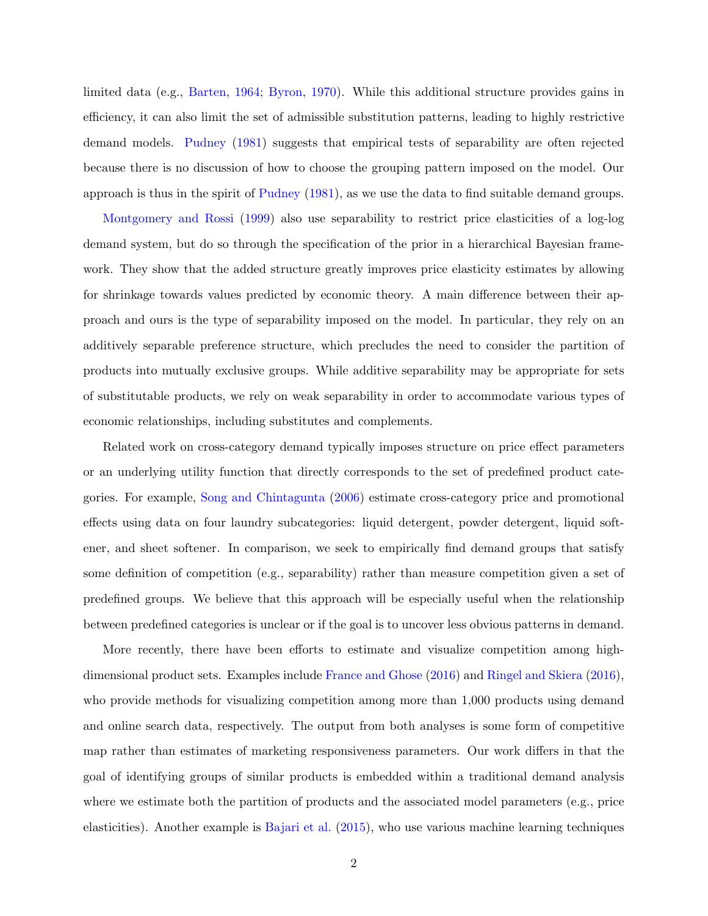limited data (e.g., Barten, 1964; Byron, 1970). While this additional structure provides gains in efficiency, it can also limit the set of admissible substitution patterns, leading to highly restrictive demand models. Pudney (1981) suggests that empirical tests of separability are often rejected because there is no discussion of how to choose the grouping pattern imposed on the model. Our approach is thus in the spirit of Pudney (1981), as we use the data to find suitable demand groups.

Montgomery and Rossi (1999) also use separability to restrict price elasticities of a log-log demand system, but do so through the specification of the prior in a hierarchical Bayesian framework. They show that the added structure greatly improves price elasticity estimates by allowing for shrinkage towards values predicted by economic theory. A main difference between their approach and ours is the type of separability imposed on the model. In particular, they rely on an additively separable preference structure, which precludes the need to consider the partition of products into mutually exclusive groups. While additive separability may be appropriate for sets of substitutable products, we rely on weak separability in order to accommodate various types of economic relationships, including substitutes and complements.

Related work on cross-category demand typically imposes structure on price effect parameters or an underlying utility function that directly corresponds to the set of predefined product categories. For example, Song and Chintagunta (2006) estimate cross-category price and promotional effects using data on four laundry subcategories: liquid detergent, powder detergent, liquid softener, and sheet softener. In comparison, we seek to empirically find demand groups that satisfy some definition of competition (e.g., separability) rather than measure competition given a set of predefined groups. We believe that this approach will be especially useful when the relationship between predefined categories is unclear or if the goal is to uncover less obvious patterns in demand.

More recently, there have been efforts to estimate and visualize competition among high-dimensional product sets. Examples include France and Ghose (2016) and Ringel and Skiera (2016), who provide methods for visualizing competition among more than 1,000 products using demand and online search data, respectively. The output from both analyses is some form of competitive map rather than estimates of marketing responsiveness parameters. Our work differs in that the goal of identifying groups of similar products is embedded within a traditional demand analysis where we estimate both the partition of products and the associated model parameters (e.g., price elasticities). Another example is Bajari et al. (2015), who use various machine learning techniques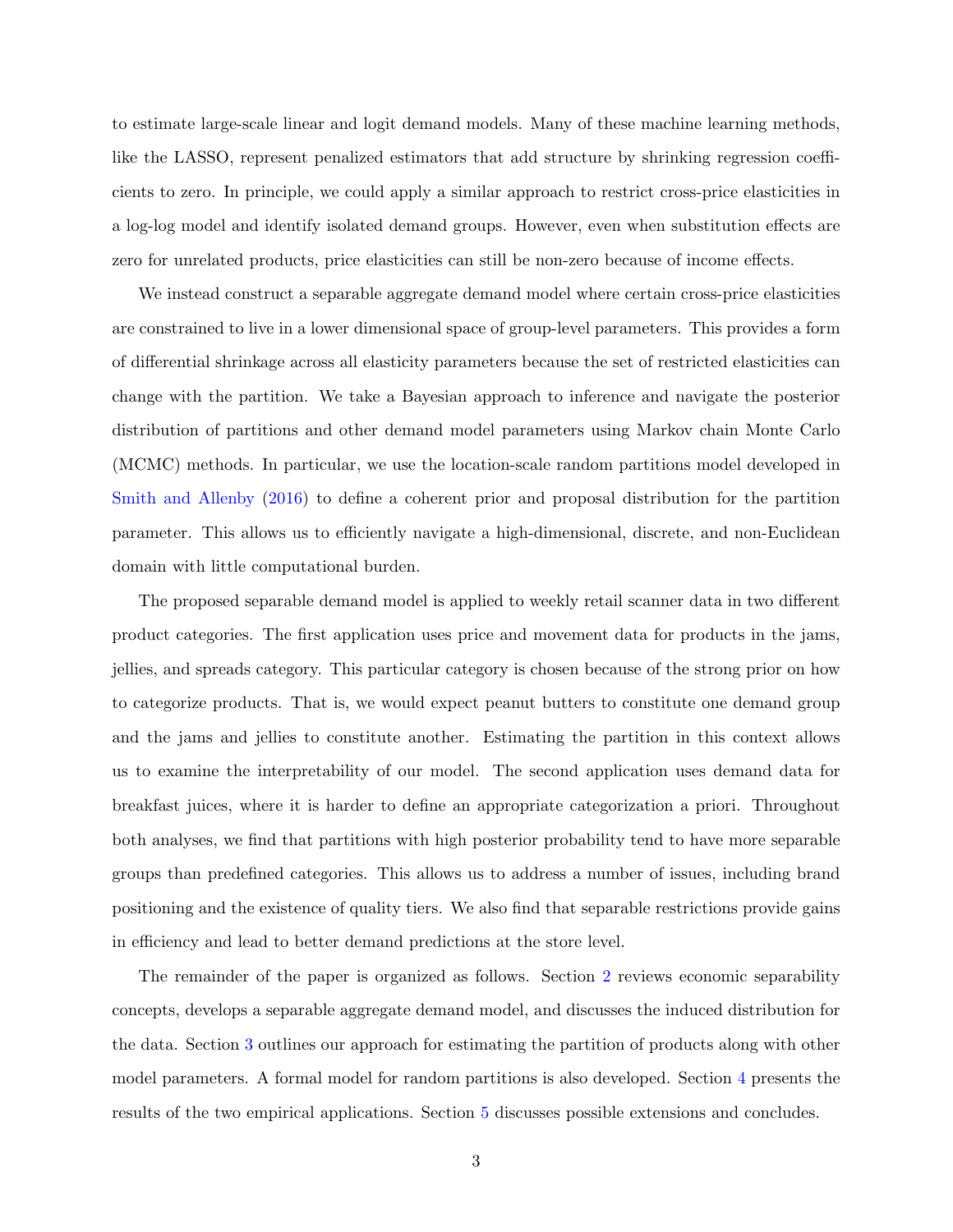to estimate large-scale linear and logit demand models. Many of these machine learning methods, like the LASSO, represent penalized estimators that add structure by shrinking regression coefficients to zero. In principle, we could apply a similar approach to restrict cross-price elasticities in a log-log model and identify isolated demand groups. However, even when substitution effects are zero for unrelated products, price elasticities can still be non-zero because of income effects.

We instead construct a separable aggregate demand model where certain cross-price elasticities are constrained to live in a lower dimensional space of group-level parameters. This provides a form of differential shrinkage across all elasticity parameters because the set of restricted elasticities can change with the partition. We take a Bayesian approach to inference and navigate the posterior distribution of partitions and other demand model parameters using Markov chain Monte Carlo (MCMC) methods. In particular, we use the location-scale random partitions model developed in Smith and Allenby (2016) to define a coherent prior and proposal distribution for the partition parameter. This allows us to efficiently navigate a high-dimensional, discrete, and non-Euclidean domain with little computational burden.

The proposed separable demand model is applied to weekly retail scanner data in two different product categories. The first application uses price and movement data for products in the jams, jellies, and spreads category. This particular category is chosen because of the strong prior on how to categorize products. That is, we would expect peanut butters to constitute one demand group and the jams and jellies to constitute another. Estimating the partition in this context allows us to examine the interpretability of our model. The second application uses demand data for breakfast juices, where it is harder to define an appropriate categorization a priori. Throughout both analyses, we find that partitions with high posterior probability tend to have more separable groups than predefined categories. This allows us to address a number of issues, including brand positioning and the existence of quality tiers. We also find that separable restrictions provide gains in efficiency and lead to better demand predictions at the store level.

The remainder of the paper is organized as follows. Section 2 reviews economic separability concepts, develops a separable aggregate demand model, and discusses the induced distribution for the data. Section 3 outlines our approach for estimating the partition of products along with other model parameters. A formal model for random partitions is also developed. Section 4 presents the results of the two empirical applications. Section 5 discusses possible extensions and concludes.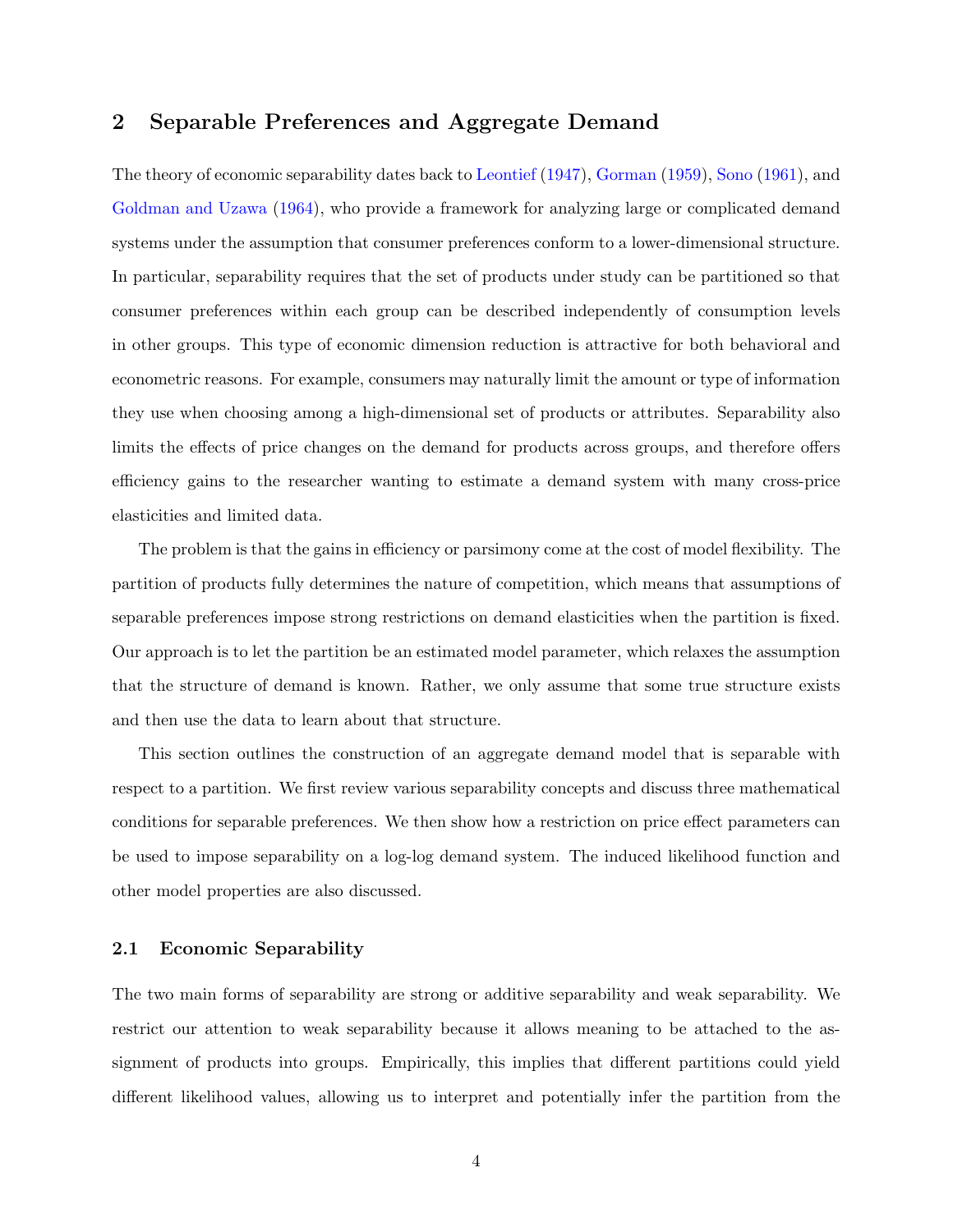## 2 Separable Preferences and Aggregate Demand

The theory of economic separability dates back to Leontief (1947), Gorman (1959), Sono (1961), and Goldman and Uzawa (1964), who provide a framework for analyzing large or complicated demand systems under the assumption that consumer preferences conform to a lower-dimensional structure. In particular, separability requires that the set of products under study can be partitioned so that consumer preferences within each group can be described independently of consumption levels in other groups. This type of economic dimension reduction is attractive for both behavioral and econometric reasons. For example, consumers may naturally limit the amount or type of information they use when choosing among a high-dimensional set of products or attributes. Separability also limits the effects of price changes on the demand for products across groups, and therefore offers efficiency gains to the researcher wanting to estimate a demand system with many cross-price elasticities and limited data.

The problem is that the gains in efficiency or parsimony come at the cost of model flexibility. The partition of products fully determines the nature of competition, which means that assumptions of separable preferences impose strong restrictions on demand elasticities when the partition is fixed. Our approach is to let the partition be an estimated model parameter, which relaxes the assumption that the structure of demand is known. Rather, we only assume that some true structure exists and then use the data to learn about that structure.

This section outlines the construction of an aggregate demand model that is separable with respect to a partition. We first review various separability concepts and discuss three mathematical conditions for separable preferences. We then show how a restriction on price effect parameters can be used to impose separability on a log-log demand system. The induced likelihood function and other model properties are also discussed.

### 2.1 Economic Separability

The two main forms of separability are strong or additive separability and weak separability. We restrict our attention to weak separability because it allows meaning to be attached to the assignment of products into groups. Empirically, this implies that different partitions could yield different likelihood values, allowing us to interpret and potentially infer the partition from the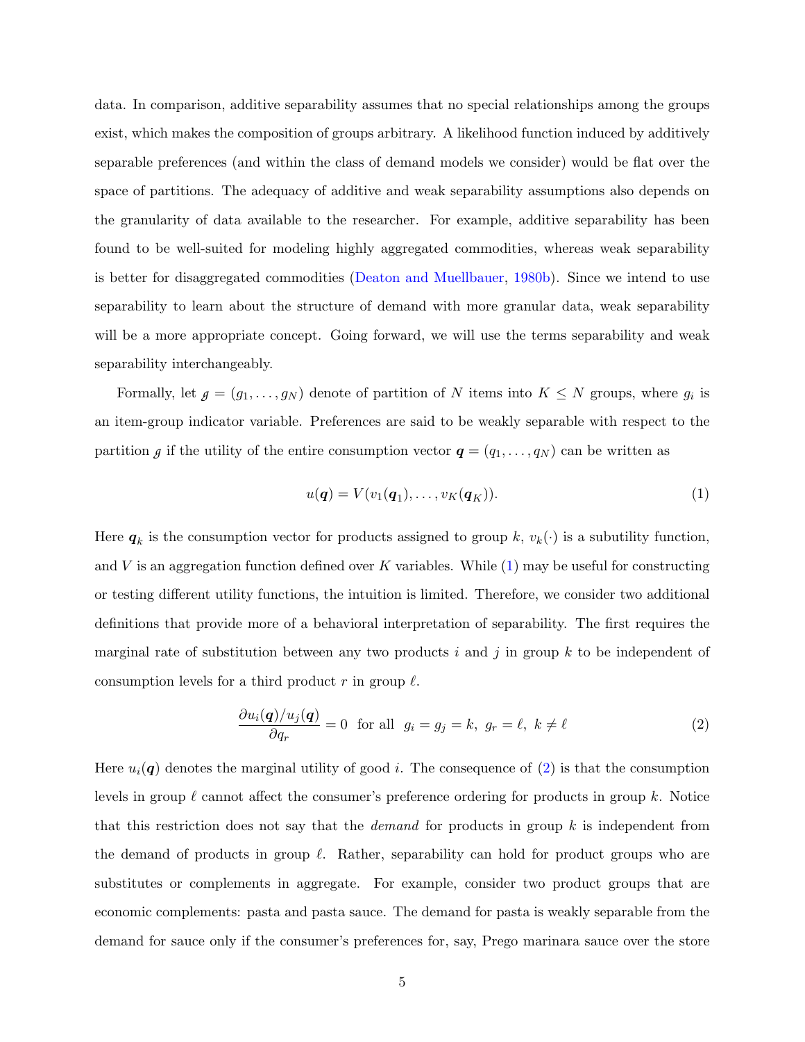data. In comparison, additive separability assumes that no special relationships among the groups exist, which makes the composition of groups arbitrary. A likelihood function induced by additively separable preferences (and within the class of demand models we consider) would be flat over the space of partitions. The adequacy of additive and weak separability assumptions also depends on the granularity of data available to the researcher. For example, additive separability has been found to be well-suited for modeling highly aggregated commodities, whereas weak separability is better for disaggregated commodities (Deaton and Muellbauer, 1980b). Since we intend to use separability to learn about the structure of demand with more granular data, weak separability will be a more appropriate concept. Going forward, we will use the terms separability and weak separability interchangeably.

Formally, let $\mathscr{g} = (g_1, \ldots, g_N)$ denote of partition of $N$ items into $K \leq N$ groups, where $g_i$ is an item-group indicator variable. Preferences are said to be weakly separable with respect to the partition $\mathscr{g}$ if the utility of the entire consumption vector $\boldsymbol{q} = (q_1, \ldots, q_N)$ can be written as

$$u(\boldsymbol{q}) = V(v_1(\boldsymbol{q}_1), \ldots, v_K(\boldsymbol{q}_K)). \tag{1}$$

Here $\boldsymbol{q}_k$ is the consumption vector for products assigned to group $k$, $v_k(\cdot)$ is a subutility function, and $V$ is an aggregation function defined over $K$ variables. While (1) may be useful for constructing or testing different utility functions, the intuition is limited. Therefore, we consider two additional definitions that provide more of a behavioral interpretation of separability. The first requires the marginal rate of substitution between any two products $i$ and $j$ in group $k$ to be independent of consumption levels for a third product $r$ in group $\ell$.

$$\frac{\partial u_i(\boldsymbol{q})/u_j(\boldsymbol{q})}{\partial q_r} = 0 \;\text{ for all }\; g_i = g_j = k,\; g_r = \ell,\; k \neq \ell \tag{2}$$

Here $u_i(\boldsymbol{q})$ denotes the marginal utility of good $i$. The consequence of (2) is that the consumption levels in group $\ell$ cannot affect the consumer's preference ordering for products in group $k$. Notice that this restriction does not say that the *demand* for products in group $k$ is independent from the demand of products in group $\ell$. Rather, separability can hold for product groups who are substitutes or complements in aggregate. For example, consider two product groups that are economic complements: pasta and pasta sauce. The demand for pasta is weakly separable from the demand for sauce only if the consumer's preferences for, say, Prego marinara sauce over the store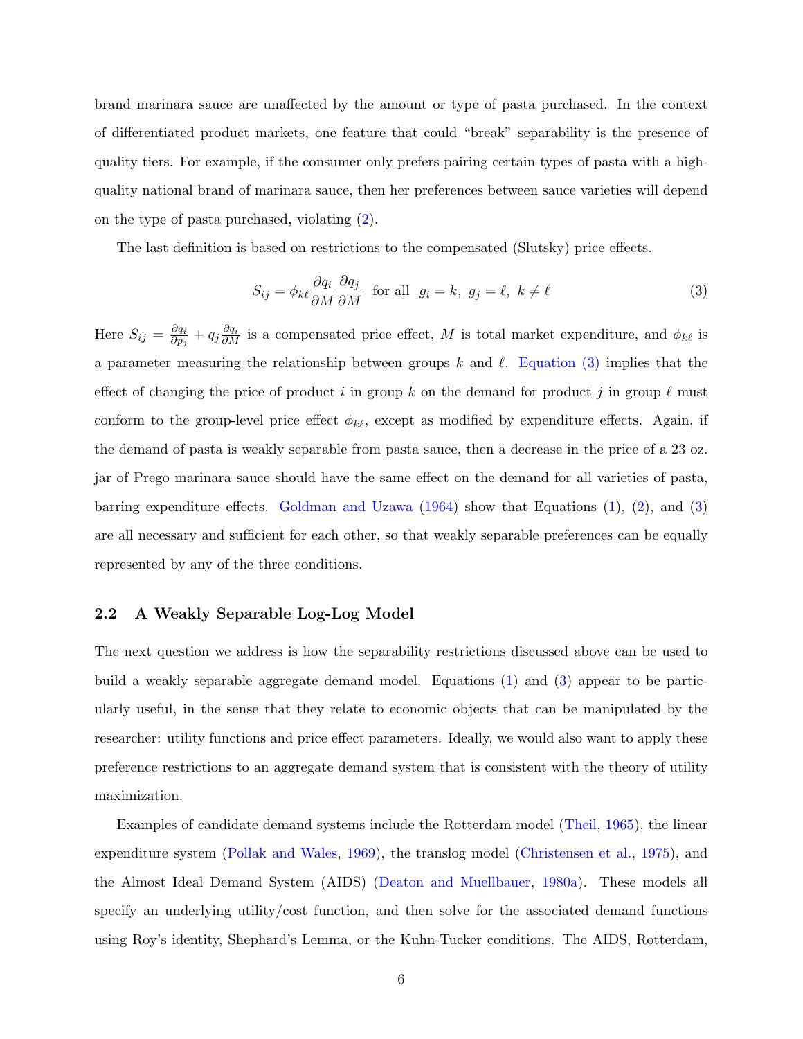brand marinara sauce are unaffected by the amount or type of pasta purchased. In the context of differentiated product markets, one feature that could "break" separability is the presence of quality tiers. For example, if the consumer only prefers pairing certain types of pasta with a high-quality national brand of marinara sauce, then her preferences between sauce varieties will depend on the type of pasta purchased, violating (2).

The last definition is based on restrictions to the compensated (Slutsky) price effects.

$$S_{ij} = \phi_{k\ell} \frac{\partial q_i}{\partial M} \frac{\partial q_j}{\partial M} \quad \text{for all} \;\; g_i = k, \; g_j = \ell, \; k \neq \ell \tag{3}$$

Here $S_{ij} = \frac{\partial q_i}{\partial p_j} + q_j \frac{\partial q_i}{\partial M}$ is a compensated price effect, $M$ is total market expenditure, and $\phi_{k\ell}$ is a parameter measuring the relationship between groups $k$ and $\ell$. Equation (3) implies that the effect of changing the price of product $i$ in group $k$ on the demand for product $j$ in group $\ell$ must conform to the group-level price effect $\phi_{k\ell}$, except as modified by expenditure effects. Again, if the demand of pasta is weakly separable from pasta sauce, then a decrease in the price of a 23 oz. jar of Prego marinara sauce should have the same effect on the demand for all varieties of pasta, barring expenditure effects. Goldman and Uzawa (1964) show that Equations (1), (2), and (3) are all necessary and sufficient for each other, so that weakly separable preferences can be equally represented by any of the three conditions.

### 2.2 A Weakly Separable Log-Log Model

The next question we address is how the separability restrictions discussed above can be used to build a weakly separable aggregate demand model. Equations (1) and (3) appear to be particularly useful, in the sense that they relate to economic objects that can be manipulated by the researcher: utility functions and price effect parameters. Ideally, we would also want to apply these preference restrictions to an aggregate demand system that is consistent with the theory of utility maximization.

Examples of candidate demand systems include the Rotterdam model (Theil, 1965), the linear expenditure system (Pollak and Wales, 1969), the translog model (Christensen et al., 1975), and the Almost Ideal Demand System (AIDS) (Deaton and Muellbauer, 1980a). These models all specify an underlying utility/cost function, and then solve for the associated demand functions using Roy's identity, Shephard's Lemma, or the Kuhn-Tucker conditions. The AIDS, Rotterdam,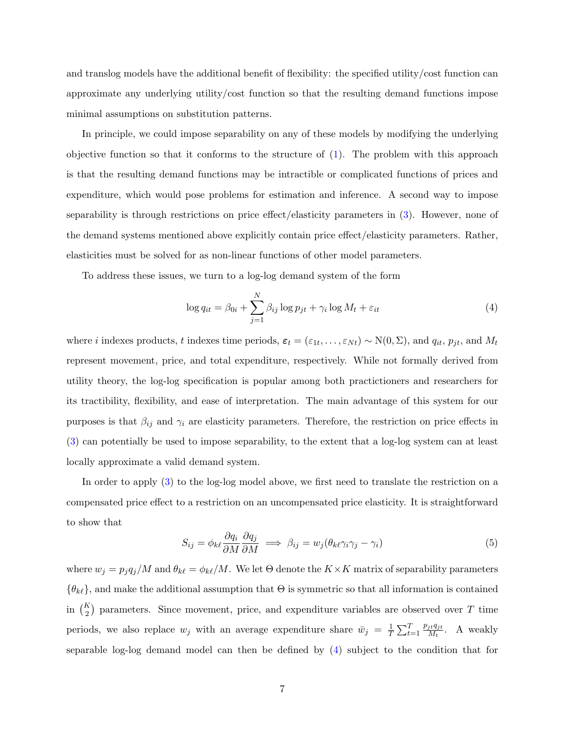and translog models have the additional benefit of flexibility: the specified utility/cost function can approximate any underlying utility/cost function so that the resulting demand functions impose minimal assumptions on substitution patterns.

In principle, we could impose separability on any of these models by modifying the underlying objective function so that it conforms to the structure of (1). The problem with this approach is that the resulting demand functions may be intractible or complicated functions of prices and expenditure, which would pose problems for estimation and inference. A second way to impose separability is through restrictions on price effect/elasticity parameters in (3). However, none of the demand systems mentioned above explicitly contain price effect/elasticity parameters. Rather, elasticities must be solved for as non-linear functions of other model parameters.

To address these issues, we turn to a log-log demand system of the form

$$\log q_{it} = \beta_{0i} + \sum_{j=1}^{N} \beta_{ij} \log p_{jt} + \gamma_i \log M_t + \varepsilon_{it} \tag{4}$$

where $i$ indexes products, $t$ indexes time periods, $\boldsymbol{\varepsilon}_t = (\varepsilon_{1t}, \ldots, \varepsilon_{Nt}) \sim \mathrm{N}(0, \Sigma)$, and $q_{it}$, $p_{jt}$, and $M_t$ represent movement, price, and total expenditure, respectively. While not formally derived from utility theory, the log-log specification is popular among both practictioners and researchers for its tractibility, flexibility, and ease of interpretation. The main advantage of this system for our purposes is that $\beta_{ij}$ and $\gamma_i$ are elasticity parameters. Therefore, the restriction on price effects in (3) can potentially be used to impose separability, to the extent that a log-log system can at least locally approximate a valid demand system.

In order to apply (3) to the log-log model above, we first need to translate the restriction on a compensated price effect to a restriction on an uncompensated price elasticity. It is straightforward to show that

$$S_{ij} = \phi_{k\ell} \frac{\partial q_i}{\partial M} \frac{\partial q_j}{\partial M} \implies \beta_{ij} = w_j(\theta_{k\ell}\gamma_i\gamma_j - \gamma_i) \tag{5}$$

where $w_j = p_j q_j / M$ and $\theta_{k\ell} = \phi_{k\ell}/M$. We let $\Theta$ denote the $K \times K$ matrix of separability parameters $\{\theta_{k\ell}\}$, and make the additional assumption that $\Theta$ is symmetric so that all information is contained in $\binom{K}{2}$ parameters. Since movement, price, and expenditure variables are observed over $T$ time periods, we also replace $w_j$ with an average expenditure share $\bar{w}_j = \frac{1}{T}\sum_{t=1}^{T} \frac{p_{jt}q_{jt}}{M_t}$. A weakly separable log-log demand model can then be defined by (4) subject to the condition that for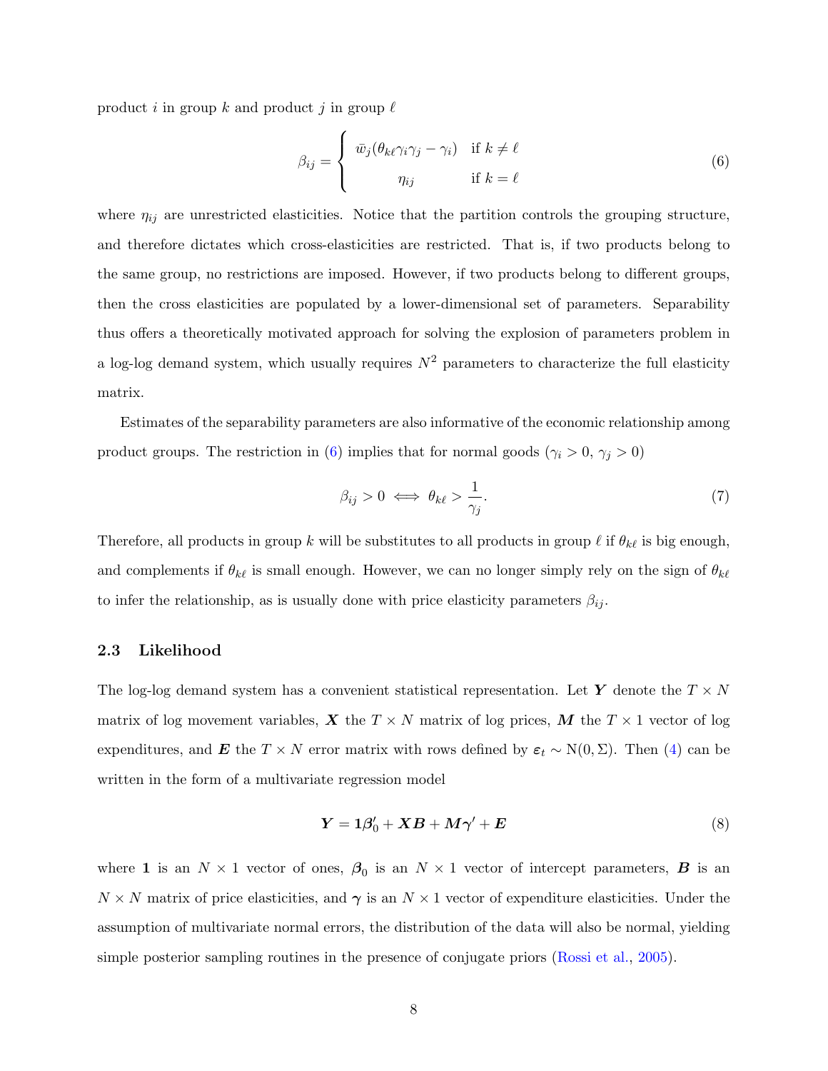product $i$ in group $k$ and product $j$ in group $\ell$

$$\beta_{ij} = \begin{cases} \bar{w}_j(\theta_{k\ell}\gamma_i\gamma_j - \gamma_i) & \text{if } k \neq \ell \\ \eta_{ij} & \text{if } k = \ell \end{cases} \tag{6}$$

where $\eta_{ij}$ are unrestricted elasticities. Notice that the partition controls the grouping structure, and therefore dictates which cross-elasticities are restricted. That is, if two products belong to the same group, no restrictions are imposed. However, if two products belong to different groups, then the cross elasticities are populated by a lower-dimensional set of parameters. Separability thus offers a theoretically motivated approach for solving the explosion of parameters problem in a log-log demand system, which usually requires $N^2$ parameters to characterize the full elasticity matrix.

Estimates of the separability parameters are also informative of the economic relationship among product groups. The restriction in (6) implies that for normal goods ($\gamma_i > 0$, $\gamma_j > 0$)

$$\beta_{ij} > 0 \iff \theta_{k\ell} > \frac{1}{\gamma_j}. \tag{7}$$

Therefore, all products in group $k$ will be substitutes to all products in group $\ell$ if $\theta_{k\ell}$ is big enough, and complements if $\theta_{k\ell}$ is small enough. However, we can no longer simply rely on the sign of $\theta_{k\ell}$ to infer the relationship, as is usually done with price elasticity parameters $\beta_{ij}$.

### 2.3 Likelihood

The log-log demand system has a convenient statistical representation. Let $\boldsymbol{Y}$ denote the $T \times N$ matrix of log movement variables, $\boldsymbol{X}$ the $T \times N$ matrix of log prices, $\boldsymbol{M}$ the $T \times 1$ vector of log expenditures, and $\boldsymbol{E}$ the $T \times N$ error matrix with rows defined by $\boldsymbol{\varepsilon}_t \sim \text{N}(0, \Sigma)$. Then (4) can be written in the form of a multivariate regression model

$$\boldsymbol{Y} = \boldsymbol{1}\boldsymbol{\beta}_0' + \boldsymbol{X}\boldsymbol{B} + \boldsymbol{M}\boldsymbol{\gamma}' + \boldsymbol{E} \tag{8}$$

where $\boldsymbol{1}$ is an $N \times 1$ vector of ones, $\boldsymbol{\beta}_0$ is an $N \times 1$ vector of intercept parameters, $\boldsymbol{B}$ is an $N \times N$ matrix of price elasticities, and $\boldsymbol{\gamma}$ is an $N \times 1$ vector of expenditure elasticities. Under the assumption of multivariate normal errors, the distribution of the data will also be normal, yielding simple posterior sampling routines in the presence of conjugate priors (Rossi et al., 2005).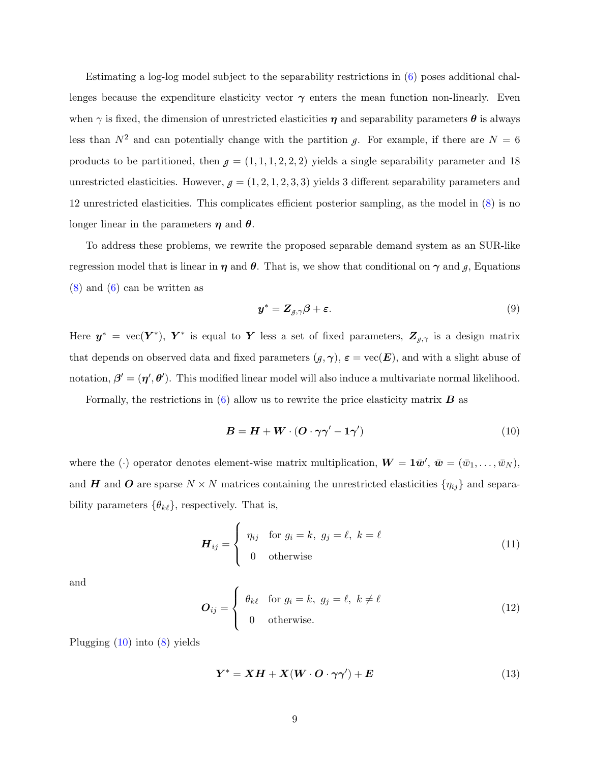Estimating a log-log model subject to the separability restrictions in (6) poses additional challenges because the expenditure elasticity vector $\boldsymbol{\gamma}$ enters the mean function non-linearly. Even when $\gamma$ is fixed, the dimension of unrestricted elasticities $\boldsymbol{\eta}$ and separability parameters $\boldsymbol{\theta}$ is always less than $N^2$ and can potentially change with the partition $\mathcal{g}$. For example, if there are $N = 6$ products to be partitioned, then $\mathcal{g} = (1, 1, 1, 2, 2, 2)$ yields a single separability parameter and 18 unrestricted elasticities. However, $\mathcal{g} = (1, 2, 1, 2, 3, 3)$ yields 3 different separability parameters and 12 unrestricted elasticities. This complicates efficient posterior sampling, as the model in (8) is no longer linear in the parameters $\boldsymbol{\eta}$ and $\boldsymbol{\theta}$.

To address these problems, we rewrite the proposed separable demand system as an SUR-like regression model that is linear in $\boldsymbol{\eta}$ and $\boldsymbol{\theta}$. That is, we show that conditional on $\boldsymbol{\gamma}$ and $\mathcal{g}$, Equations (8) and (6) can be written as

$$\boldsymbol{y}^* = \boldsymbol{Z}_{\mathcal{g},\gamma}\boldsymbol{\beta} + \boldsymbol{\varepsilon}. \tag{9}$$

Here $\boldsymbol{y}^* = \text{vec}(\boldsymbol{Y}^*)$, $\boldsymbol{Y}^*$ is equal to $\boldsymbol{Y}$ less a set of fixed parameters, $\boldsymbol{Z}_{\mathcal{g},\gamma}$ is a design matrix that depends on observed data and fixed parameters $(\mathcal{g}, \gamma)$, $\boldsymbol{\varepsilon} = \text{vec}(\boldsymbol{E})$, and with a slight abuse of notation, $\boldsymbol{\beta}' = (\boldsymbol{\eta}', \boldsymbol{\theta}')$. This modified linear model will also induce a multivariate normal likelihood.

Formally, the restrictions in (6) allow us to rewrite the price elasticity matrix $\boldsymbol{B}$ as

$$\boldsymbol{B} = \boldsymbol{H} + \boldsymbol{W} \cdot (\boldsymbol{O} \cdot \boldsymbol{\gamma}\boldsymbol{\gamma}' - \boldsymbol{1}\boldsymbol{\gamma}') \tag{10}$$

where the $(\cdot)$ operator denotes element-wise matrix multiplication, $\boldsymbol{W} = \boldsymbol{1}\bar{\boldsymbol{w}}'$, $\bar{\boldsymbol{w}} = (\bar{w}_1, \ldots, \bar{w}_N)$, and $\boldsymbol{H}$ and $\boldsymbol{O}$ are sparse $N \times N$ matrices containing the unrestricted elasticities $\{\eta_{ij}\}$ and separability parameters $\{\theta_{k\ell}\}$, respectively. That is,

$$\boldsymbol{H}_{ij} = \begin{cases} \eta_{ij} & \text{for } g_i = k,\ g_j = \ell,\ k = \ell \\ 0 & \text{otherwise} \end{cases} \tag{11}$$

and

$$\boldsymbol{O}_{ij} = \begin{cases} \theta_{k\ell} & \text{for } g_i = k,\ g_j = \ell,\ k \neq \ell \\ 0 & \text{otherwise.} \end{cases} \tag{12}$$

Plugging (10) into (8) yields

$$\boldsymbol{Y}^* = \boldsymbol{X}\boldsymbol{H} + \boldsymbol{X}(\boldsymbol{W} \cdot \boldsymbol{O} \cdot \boldsymbol{\gamma}\boldsymbol{\gamma}') + \boldsymbol{E} \tag{13}$$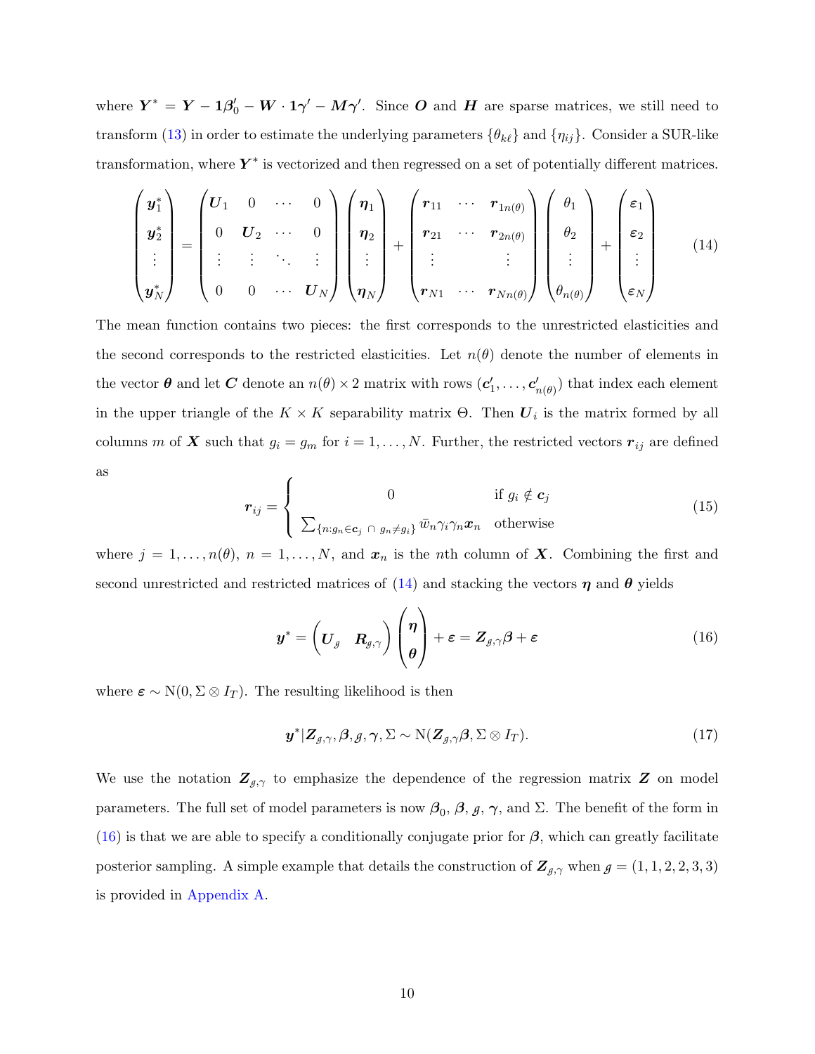where $\boldsymbol{Y}^* = \boldsymbol{Y} - \mathbf{1}\boldsymbol{\beta}_0' - \boldsymbol{W} \cdot \mathbf{1}\boldsymbol{\gamma}' - \boldsymbol{M}\boldsymbol{\gamma}'$. Since $\boldsymbol{O}$ and $\boldsymbol{H}$ are sparse matrices, we still need to transform (13) in order to estimate the underlying parameters $\{\theta_{k\ell}\}$ and $\{\eta_{ij}\}$. Consider a SUR-like transformation, where $\boldsymbol{Y}^*$ is vectorized and then regressed on a set of potentially different matrices.

$$
\begin{pmatrix} \boldsymbol{y}_1^* \\ \boldsymbol{y}_2^* \\ \vdots \\ \boldsymbol{y}_N^* \end{pmatrix} = \begin{pmatrix} \boldsymbol{U}_1 & 0 & \cdots & 0 \\ 0 & \boldsymbol{U}_2 & \cdots & 0 \\ \vdots & \vdots & \ddots & \vdots \\ 0 & 0 & \cdots & \boldsymbol{U}_N \end{pmatrix} \begin{pmatrix} \boldsymbol{\eta}_1 \\ \boldsymbol{\eta}_2 \\ \vdots \\ \boldsymbol{\eta}_N \end{pmatrix} + \begin{pmatrix} \boldsymbol{r}_{11} & \cdots & \boldsymbol{r}_{1n(\theta)} \\ \boldsymbol{r}_{21} & \cdots & \boldsymbol{r}_{2n(\theta)} \\ \vdots & & \vdots \\ \boldsymbol{r}_{N1} & \cdots & \boldsymbol{r}_{Nn(\theta)} \end{pmatrix} \begin{pmatrix} \theta_1 \\ \theta_2 \\ \vdots \\ \theta_{n(\theta)} \end{pmatrix} + \begin{pmatrix} \boldsymbol{\varepsilon}_1 \\ \boldsymbol{\varepsilon}_2 \\ \vdots \\ \boldsymbol{\varepsilon}_N \end{pmatrix} \tag{14}
$$

The mean function contains two pieces: the first corresponds to the unrestricted elasticities and the second corresponds to the restricted elasticities. Let $n(\theta)$ denote the number of elements in the vector $\boldsymbol{\theta}$ and let $\boldsymbol{C}$ denote an $n(\theta) \times 2$ matrix with rows $(\boldsymbol{c}_1', \ldots, \boldsymbol{c}_{n(\theta)}')$ that index each element in the upper triangle of the $K \times K$ separability matrix $\Theta$. Then $\boldsymbol{U}_i$ is the matrix formed by all columns $m$ of $\boldsymbol{X}$ such that $g_i = g_m$ for $i = 1, \ldots, N$. Further, the restricted vectors $\boldsymbol{r}_{ij}$ are defined as

$$
\boldsymbol{r}_{ij} = \begin{cases} 0 & \text{if } g_i \notin \boldsymbol{c}_j \\ \sum_{\{n: g_n \in \boldsymbol{c}_j \,\cap\, g_n \neq g_i\}} \bar{w}_n \gamma_i \gamma_n \boldsymbol{x}_n & \text{otherwise} \end{cases} \tag{15}
$$

where $j = 1, \ldots, n(\theta)$, $n = 1, \ldots, N$, and $\boldsymbol{x}_n$ is the $n$th column of $\boldsymbol{X}$. Combining the first and second unrestricted and restricted matrices of (14) and stacking the vectors $\boldsymbol{\eta}$ and $\boldsymbol{\theta}$ yields

$$
\boldsymbol{y}^* = \begin{pmatrix} \boldsymbol{U}_{g} & \boldsymbol{R}_{g,\gamma} \end{pmatrix} \begin{pmatrix} \boldsymbol{\eta} \\ \boldsymbol{\theta} \end{pmatrix} + \boldsymbol{\varepsilon} = \boldsymbol{Z}_{g,\gamma}\boldsymbol{\beta} + \boldsymbol{\varepsilon} \tag{16}
$$

where $\boldsymbol{\varepsilon} \sim \mathrm{N}(0, \Sigma \otimes I_T)$. The resulting likelihood is then

$$
\boldsymbol{y}^* | \boldsymbol{Z}_{g,\gamma}, \boldsymbol{\beta}, g, \boldsymbol{\gamma}, \Sigma \sim \mathrm{N}(\boldsymbol{Z}_{g,\gamma}\boldsymbol{\beta}, \Sigma \otimes I_T). \tag{17}
$$

We use the notation $\boldsymbol{Z}_{g,\gamma}$ to emphasize the dependence of the regression matrix $\boldsymbol{Z}$ on model parameters. The full set of model parameters is now $\boldsymbol{\beta}_0$, $\boldsymbol{\beta}$, $g$, $\boldsymbol{\gamma}$, and $\Sigma$. The benefit of the form in (16) is that we are able to specify a conditionally conjugate prior for $\boldsymbol{\beta}$, which can greatly facilitate posterior sampling. A simple example that details the construction of $\boldsymbol{Z}_{g,\gamma}$ when $g = (1, 1, 2, 2, 3, 3)$ is provided in Appendix A.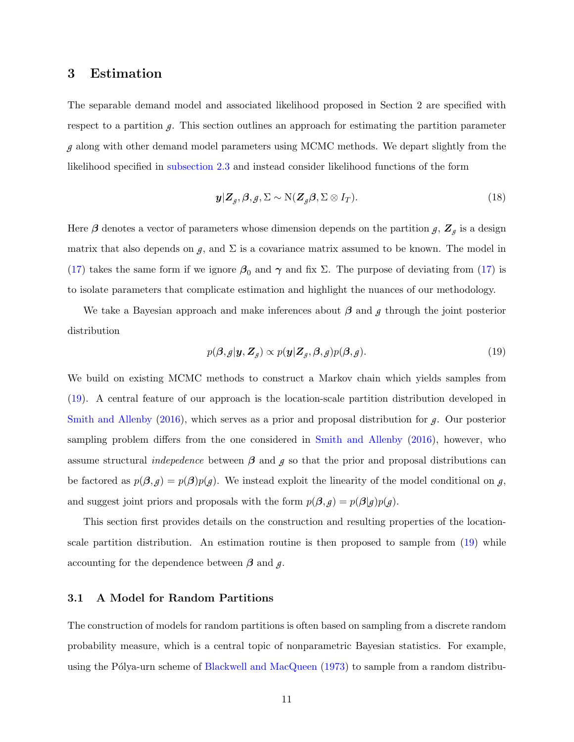# 3 Estimation

The separable demand model and associated likelihood proposed in Section 2 are specified with respect to a partition $\mathscr{g}$. This section outlines an approach for estimating the partition parameter $\mathscr{g}$ along with other demand model parameters using MCMC methods. We depart slightly from the likelihood specified in subsection 2.3 and instead consider likelihood functions of the form

$$\boldsymbol{y}|\boldsymbol{Z}_{\mathscr{g}}, \boldsymbol{\beta}, \mathscr{g}, \Sigma \sim \text{N}(\boldsymbol{Z}_{\mathscr{g}}\boldsymbol{\beta}, \Sigma \otimes I_T). \tag{18}$$

Here $\boldsymbol{\beta}$ denotes a vector of parameters whose dimension depends on the partition $\mathscr{g}$, $\boldsymbol{Z}_{\mathscr{g}}$ is a design matrix that also depends on $\mathscr{g}$, and $\Sigma$ is a covariance matrix assumed to be known. The model in (17) takes the same form if we ignore $\boldsymbol{\beta}_0$ and $\boldsymbol{\gamma}$ and fix $\Sigma$. The purpose of deviating from (17) is to isolate parameters that complicate estimation and highlight the nuances of our methodology.

We take a Bayesian approach and make inferences about $\boldsymbol{\beta}$ and $\mathscr{g}$ through the joint posterior distribution

$$p(\boldsymbol{\beta}, \mathscr{g}|\boldsymbol{y}, \boldsymbol{Z}_{\mathscr{g}}) \propto p(\boldsymbol{y}|\boldsymbol{Z}_{\mathscr{g}}, \boldsymbol{\beta}, \mathscr{g})p(\boldsymbol{\beta}, \mathscr{g}). \tag{19}$$

We build on existing MCMC methods to construct a Markov chain which yields samples from (19). A central feature of our approach is the location-scale partition distribution developed in Smith and Allenby (2016), which serves as a prior and proposal distribution for $\mathscr{g}$. Our posterior sampling problem differs from the one considered in Smith and Allenby (2016), however, who assume structural *indepedence* between $\boldsymbol{\beta}$ and $\mathscr{g}$ so that the prior and proposal distributions can be factored as $p(\boldsymbol{\beta}, \mathscr{g}) = p(\boldsymbol{\beta})p(\mathscr{g})$. We instead exploit the linearity of the model conditional on $\mathscr{g}$, and suggest joint priors and proposals with the form $p(\boldsymbol{\beta}, \mathscr{g}) = p(\boldsymbol{\beta}|\mathscr{g})p(\mathscr{g})$.

This section first provides details on the construction and resulting properties of the location-scale partition distribution. An estimation routine is then proposed to sample from (19) while accounting for the dependence between $\boldsymbol{\beta}$ and $\mathscr{g}$.

## 3.1 A Model for Random Partitions

The construction of models for random partitions is often based on sampling from a discrete random probability measure, which is a central topic of nonparametric Bayesian statistics. For example, using the Pólya-urn scheme of Blackwell and MacQueen (1973) to sample from a random distribu-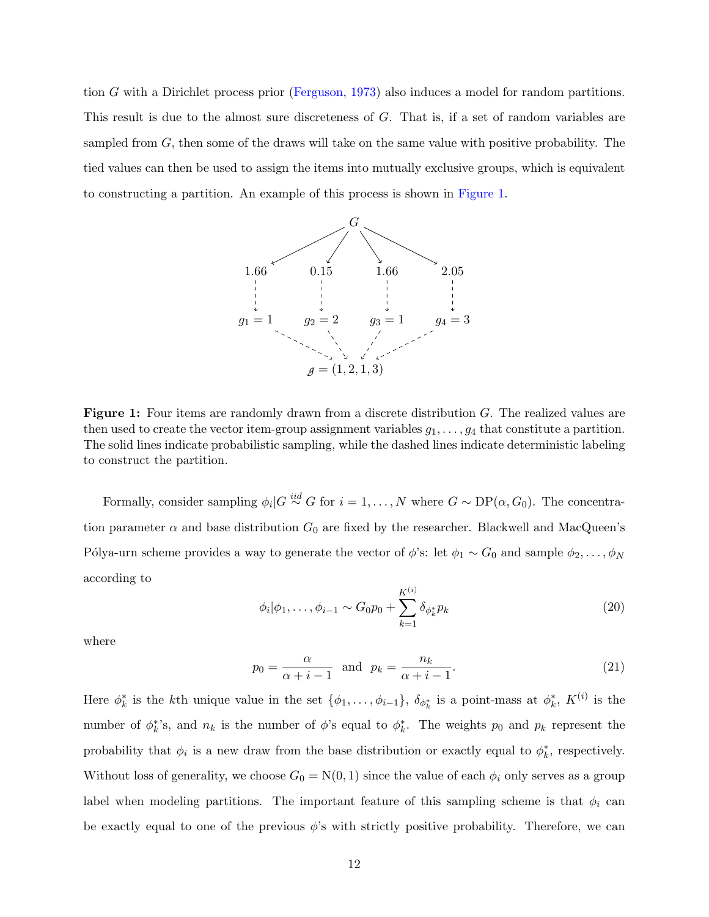tion $G$ with a Dirichlet process prior (Ferguson, 1973) also induces a model for random partitions. This result is due to the almost sure discreteness of $G$. That is, if a set of random variables are sampled from $G$, then some of the draws will take on the same value with positive probability. The tied values can then be used to assign the items into mutually exclusive groups, which is equivalent to constructing a partition. An example of this process is shown in Figure 1.

**Figure 1:** Four items are randomly drawn from a discrete distribution $G$. The realized values are then used to create the vector item-group assignment variables $g_1, \ldots, g_4$ that constitute a partition. The solid lines indicate probabilistic sampling, while the dashed lines indicate deterministic labeling to construct the partition.

Formally, consider sampling $\phi_i | G \overset{iid}{\sim} G$ for $i = 1, \ldots, N$ where $G \sim \text{DP}(\alpha, G_0)$. The concentration parameter $\alpha$ and base distribution $G_0$ are fixed by the researcher. Blackwell and MacQueen's Pólya-urn scheme provides a way to generate the vector of $\phi$'s: let $\phi_1 \sim G_0$ and sample $\phi_2, \ldots, \phi_N$ according to

$$\phi_i | \phi_1, \ldots, \phi_{i-1} \sim G_0 p_0 + \sum_{k=1}^{K^{(i)}} \delta_{\phi_k^*} p_k \tag{20}$$

where

$$p_0 = \frac{\alpha}{\alpha + i - 1} \quad \text{and} \quad p_k = \frac{n_k}{\alpha + i - 1}. \tag{21}$$

Here $\phi_k^*$ is the $k$th unique value in the set $\{\phi_1, \ldots, \phi_{i-1}\}$, $\delta_{\phi_k^*}$ is a point-mass at $\phi_k^*$, $K^{(i)}$ is the number of $\phi_k^*$'s, and $n_k$ is the number of $\phi$'s equal to $\phi_k^*$. The weights $p_0$ and $p_k$ represent the probability that $\phi_i$ is a new draw from the base distribution or exactly equal to $\phi_k^*$, respectively. Without loss of generality, we choose $G_0 = \text{N}(0, 1)$ since the value of each $\phi_i$ only serves as a group label when modeling partitions. The important feature of this sampling scheme is that $\phi_i$ can be exactly equal to one of the previous $\phi$'s with strictly positive probability. Therefore, we can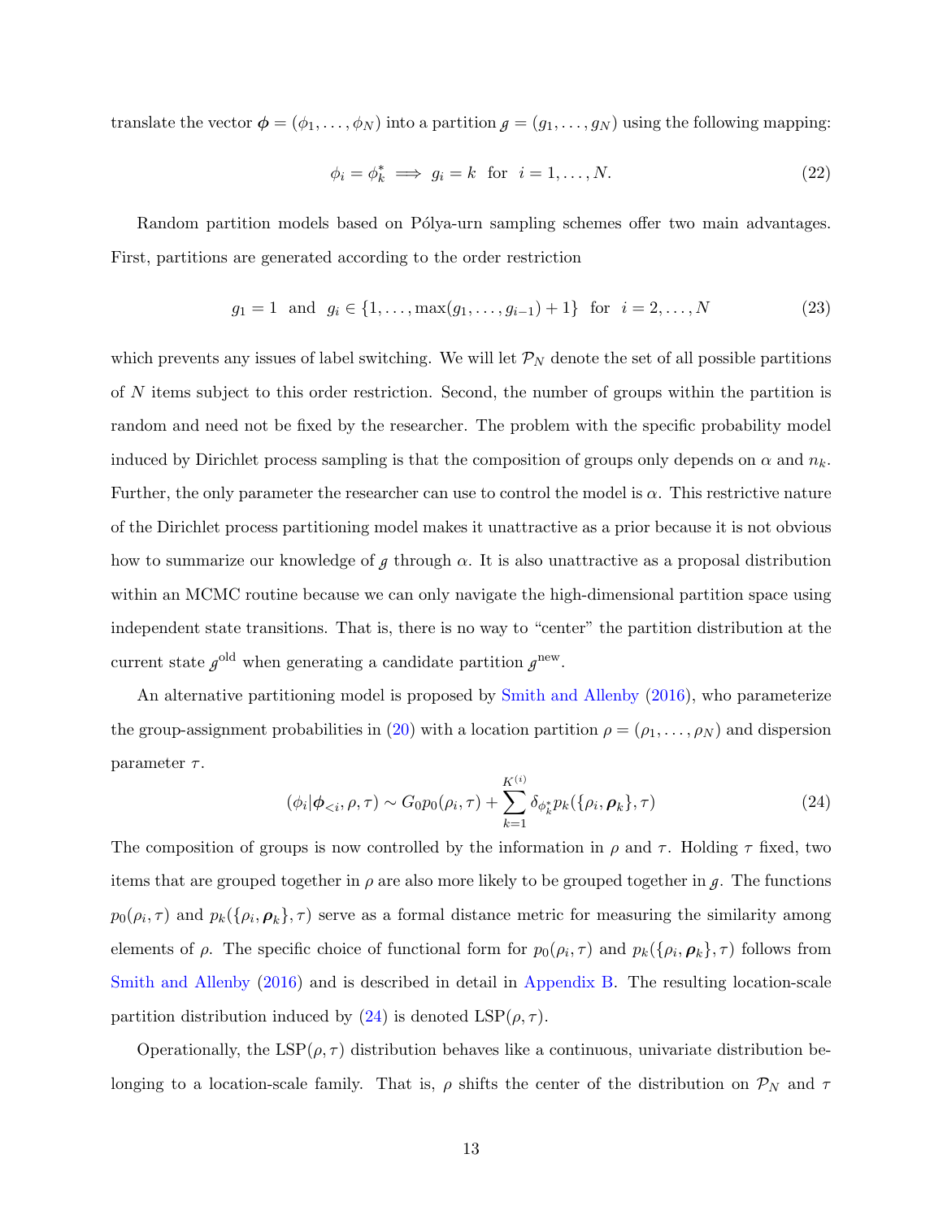translate the vector $\boldsymbol{\phi} = (\phi_1, \dots, \phi_N)$ into a partition $g = (g_1, \dots, g_N)$ using the following mapping:

$$\phi_i = \phi_k^* \implies g_i = k \quad \text{for} \quad i = 1, \dots, N. \tag{22}$$

Random partition models based on Pólya-urn sampling schemes offer two main advantages. First, partitions are generated according to the order restriction

$$g_1 = 1 \quad \text{and} \quad g_i \in \{1, \dots, \max(g_1, \dots, g_{i-1}) + 1\} \quad \text{for} \quad i = 2, \dots, N \tag{23}$$

which prevents any issues of label switching. We will let $\mathcal{P}_N$ denote the set of all possible partitions of $N$ items subject to this order restriction. Second, the number of groups within the partition is random and need not be fixed by the researcher. The problem with the specific probability model induced by Dirichlet process sampling is that the composition of groups only depends on $\alpha$ and $n_k$. Further, the only parameter the researcher can use to control the model is $\alpha$. This restrictive nature of the Dirichlet process partitioning model makes it unattractive as a prior because it is not obvious how to summarize our knowledge of $g$ through $\alpha$. It is also unattractive as a proposal distribution within an MCMC routine because we can only navigate the high-dimensional partition space using independent state transitions. That is, there is no way to "center" the partition distribution at the current state $g^{\text{old}}$ when generating a candidate partition $g^{\text{new}}$.

An alternative partitioning model is proposed by Smith and Allenby (2016), who parameterize the group-assignment probabilities in (20) with a location partition $\rho = (\rho_1, \dots, \rho_N)$ and dispersion parameter $\tau$.

$$(\phi_i | \boldsymbol{\phi}_{<i}, \rho, \tau) \sim G_0 p_0(\rho_i, \tau) + \sum_{k=1}^{K^{(i)}} \delta_{\phi_k^*} p_k(\{\rho_i, \boldsymbol{\rho}_k\}, \tau) \tag{24}$$

The composition of groups is now controlled by the information in $\rho$ and $\tau$. Holding $\tau$ fixed, two items that are grouped together in $\rho$ are also more likely to be grouped together in $g$. The functions $p_0(\rho_i, \tau)$ and $p_k(\{\rho_i, \boldsymbol{\rho}_k\}, \tau)$ serve as a formal distance metric for measuring the similarity among elements of $\rho$. The specific choice of functional form for $p_0(\rho_i, \tau)$ and $p_k(\{\rho_i, \boldsymbol{\rho}_k\}, \tau)$ follows from Smith and Allenby (2016) and is described in detail in Appendix B. The resulting location-scale partition distribution induced by (24) is denoted $\text{LSP}(\rho, \tau)$.

Operationally, the $\text{LSP}(\rho, \tau)$ distribution behaves like a continuous, univariate distribution belonging to a location-scale family. That is, $\rho$ shifts the center of the distribution on $\mathcal{P}_N$ and $\tau$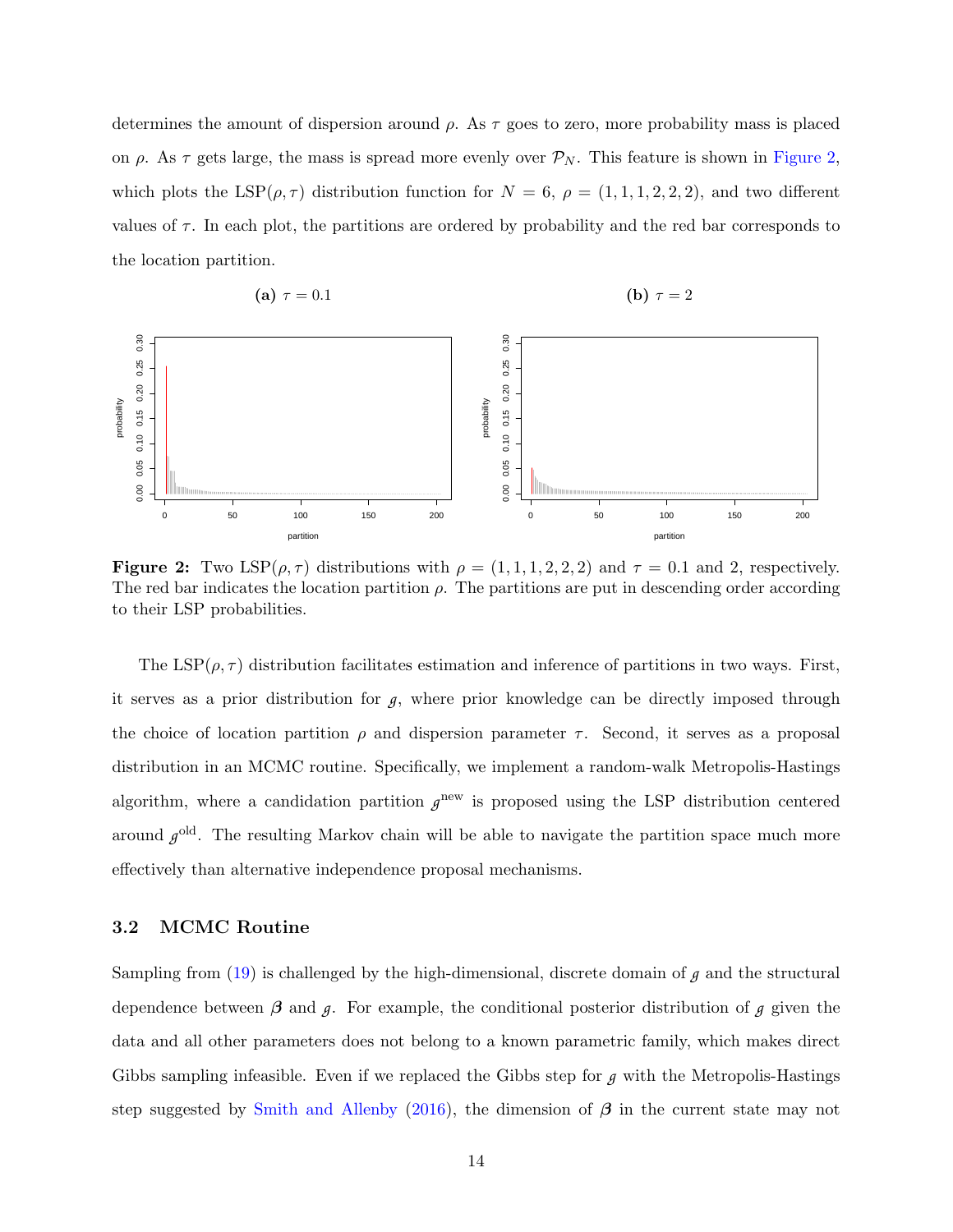determines the amount of dispersion around $\rho$. As $\tau$ goes to zero, more probability mass is placed on $\rho$. As $\tau$ gets large, the mass is spread more evenly over $\mathcal{P}_N$. This feature is shown in Figure 2, which plots the LSP$(\rho, \tau)$ distribution function for $N = 6$, $\rho = (1, 1, 1, 2, 2, 2)$, and two different values of $\tau$. In each plot, the partitions are ordered by probability and the red bar corresponds to the location partition.

**(a)** $\tau = 0.1$ **(b)** $\tau = 2$

**Figure 2:** Two LSP$(\rho, \tau)$ distributions with $\rho = (1, 1, 1, 2, 2, 2)$ and $\tau = 0.1$ and 2, respectively. The red bar indicates the location partition $\rho$. The partitions are put in descending order according to their LSP probabilities.

The LSP$(\rho, \tau)$ distribution facilitates estimation and inference of partitions in two ways. First, it serves as a prior distribution for $g$, where prior knowledge can be directly imposed through the choice of location partition $\rho$ and dispersion parameter $\tau$. Second, it serves as a proposal distribution in an MCMC routine. Specifically, we implement a random-walk Metropolis-Hastings algorithm, where a candidation partition $g^{\text{new}}$ is proposed using the LSP distribution centered around $g^{\text{old}}$. The resulting Markov chain will be able to navigate the partition space much more effectively than alternative independence proposal mechanisms.

### 3.2 MCMC Routine

Sampling from (19) is challenged by the high-dimensional, discrete domain of $g$ and the structural dependence between $\boldsymbol{\beta}$ and $g$. For example, the conditional posterior distribution of $g$ given the data and all other parameters does not belong to a known parametric family, which makes direct Gibbs sampling infeasible. Even if we replaced the Gibbs step for $g$ with the Metropolis-Hastings step suggested by Smith and Allenby (2016), the dimension of $\boldsymbol{\beta}$ in the current state may not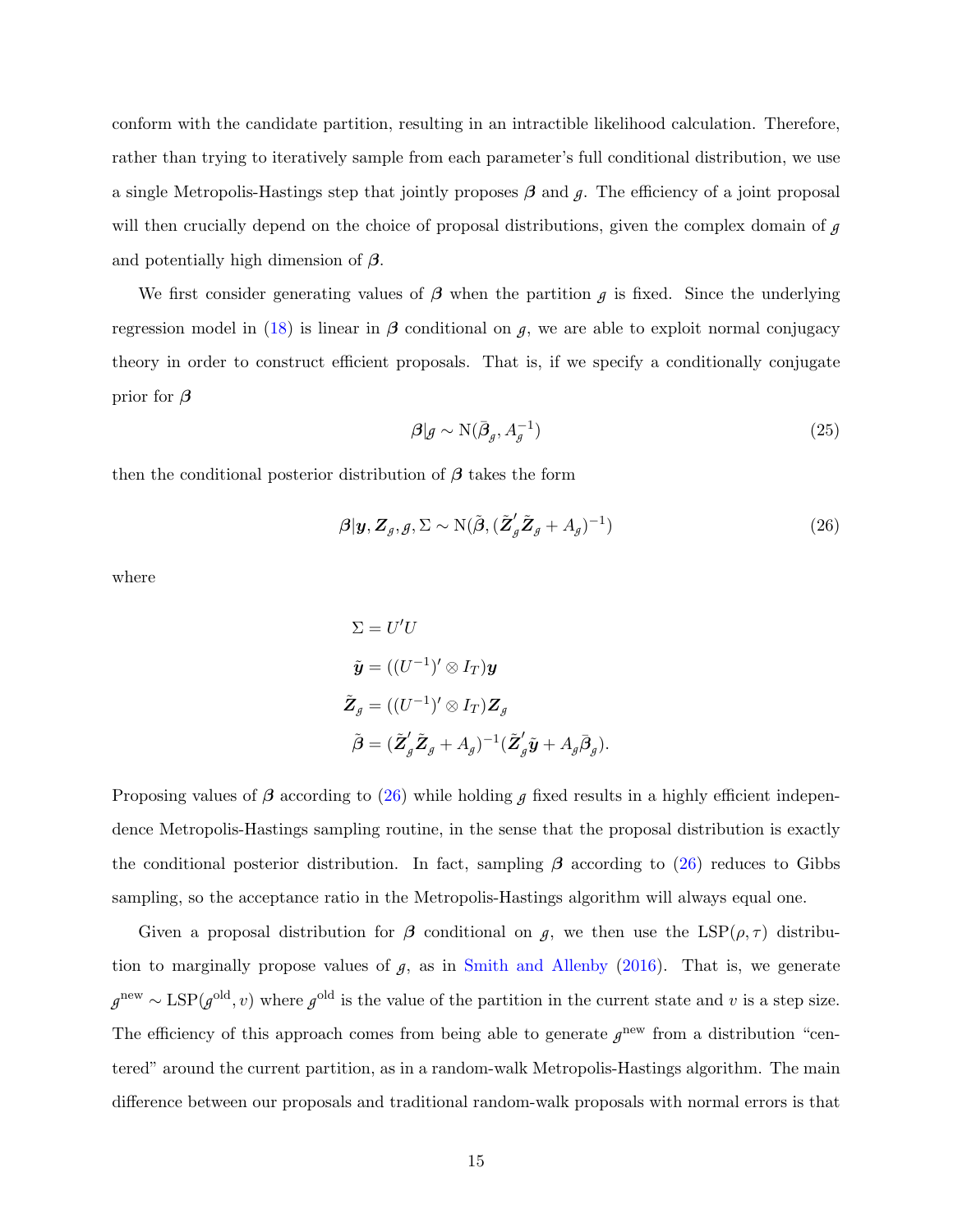conform with the candidate partition, resulting in an intractible likelihood calculation. Therefore, rather than trying to iteratively sample from each parameter's full conditional distribution, we use a single Metropolis-Hastings step that jointly proposes $\boldsymbol{\beta}$ and $\mathcal{g}$. The efficiency of a joint proposal will then crucially depend on the choice of proposal distributions, given the complex domain of $\mathcal{g}$ and potentially high dimension of $\boldsymbol{\beta}$.

We first consider generating values of $\boldsymbol{\beta}$ when the partition $\mathcal{g}$ is fixed. Since the underlying regression model in (18) is linear in $\boldsymbol{\beta}$ conditional on $\mathcal{g}$, we are able to exploit normal conjugacy theory in order to construct efficient proposals. That is, if we specify a conditionally conjugate prior for $\boldsymbol{\beta}$

$$\boldsymbol{\beta}|\mathcal{g} \sim \mathrm{N}(\bar{\boldsymbol{\beta}}_{\mathcal{g}}, A_{\mathcal{g}}^{-1}) \tag{25}$$

then the conditional posterior distribution of $\boldsymbol{\beta}$ takes the form

$$\boldsymbol{\beta}|\boldsymbol{y}, \boldsymbol{Z}_{\mathcal{g}}, \mathcal{g}, \Sigma \sim \mathrm{N}(\tilde{\boldsymbol{\beta}}, (\tilde{\boldsymbol{Z}}_{\mathcal{g}}'\tilde{\boldsymbol{Z}}_{\mathcal{g}} + A_{\mathcal{g}})^{-1}) \tag{26}$$

where

$$\begin{aligned}
\Sigma &= U'U \\
\tilde{\boldsymbol{y}} &= ((U^{-1})' \otimes I_T)\boldsymbol{y} \\
\tilde{\boldsymbol{Z}}_{\mathcal{g}} &= ((U^{-1})' \otimes I_T)\boldsymbol{Z}_{\mathcal{g}} \\
\tilde{\boldsymbol{\beta}} &= (\tilde{\boldsymbol{Z}}_{\mathcal{g}}'\tilde{\boldsymbol{Z}}_{\mathcal{g}} + A_{\mathcal{g}})^{-1}(\tilde{\boldsymbol{Z}}_{\mathcal{g}}'\tilde{\boldsymbol{y}} + A_{\mathcal{g}}\bar{\boldsymbol{\beta}}_{\mathcal{g}}).
\end{aligned}$$

Proposing values of $\boldsymbol{\beta}$ according to (26) while holding $\mathcal{g}$ fixed results in a highly efficient independence Metropolis-Hastings sampling routine, in the sense that the proposal distribution is exactly the conditional posterior distribution. In fact, sampling $\boldsymbol{\beta}$ according to (26) reduces to Gibbs sampling, so the acceptance ratio in the Metropolis-Hastings algorithm will always equal one.

Given a proposal distribution for $\boldsymbol{\beta}$ conditional on $\mathcal{g}$, we then use the $\mathrm{LSP}(\rho, \tau)$ distribution to marginally propose values of $\mathcal{g}$, as in Smith and Allenby (2016). That is, we generate $\mathcal{g}^{\text{new}} \sim \mathrm{LSP}(\mathcal{g}^{\text{old}}, v)$ where $\mathcal{g}^{\text{old}}$ is the value of the partition in the current state and $v$ is a step size. The efficiency of this approach comes from being able to generate $\mathcal{g}^{\text{new}}$ from a distribution "centered" around the current partition, as in a random-walk Metropolis-Hastings algorithm. The main difference between our proposals and traditional random-walk proposals with normal errors is that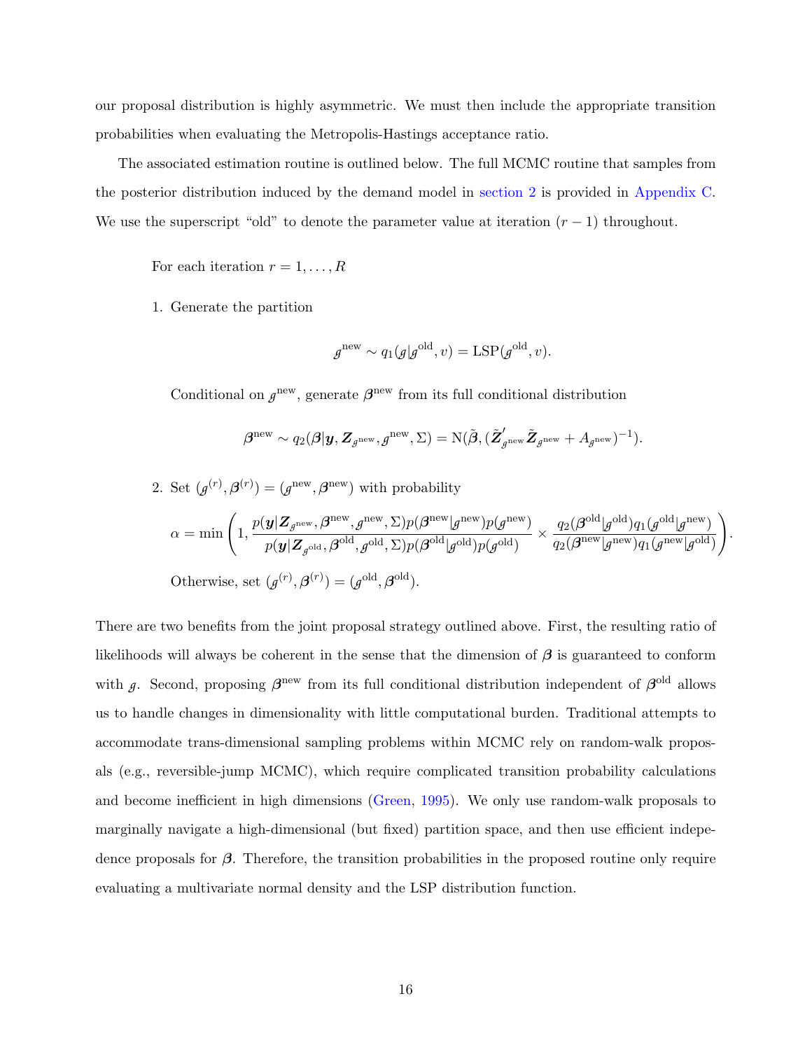our proposal distribution is highly asymmetric. We must then include the appropriate transition probabilities when evaluating the Metropolis-Hastings acceptance ratio.

The associated estimation routine is outlined below. The full MCMC routine that samples from the posterior distribution induced by the demand model in section 2 is provided in Appendix C. We use the superscript "old" to denote the parameter value at iteration $(r-1)$ throughout.

For each iteration $r = 1, \ldots, R$

1. Generate the partition

$$g^{\text{new}} \sim q_1(g|g^{\text{old}}, v) = \text{LSP}(g^{\text{old}}, v).$$

   Conditional on $g^{\text{new}}$, generate $\boldsymbol{\beta}^{\text{new}}$ from its full conditional distribution

$$\boldsymbol{\beta}^{\text{new}} \sim q_2(\boldsymbol{\beta}|\boldsymbol{y}, \boldsymbol{Z}_{g^{\text{new}}}, g^{\text{new}}, \Sigma) = \text{N}(\tilde{\boldsymbol{\beta}}, (\tilde{\boldsymbol{Z}}'_{g^{\text{new}}}\tilde{\boldsymbol{Z}}_{g^{\text{new}}} + A_{g^{\text{new}}})^{-1}).$$

2. Set $(g^{(r)}, \boldsymbol{\beta}^{(r)}) = (g^{\text{new}}, \boldsymbol{\beta}^{\text{new}})$ with probability

$$\alpha = \min\left(1, \frac{p(\boldsymbol{y}|\boldsymbol{Z}_{g^{\text{new}}}, \boldsymbol{\beta}^{\text{new}}, g^{\text{new}}, \Sigma)p(\boldsymbol{\beta}^{\text{new}}|g^{\text{new}})p(g^{\text{new}})}{p(\boldsymbol{y}|\boldsymbol{Z}_{g^{\text{old}}}, \boldsymbol{\beta}^{\text{old}}, g^{\text{old}}, \Sigma)p(\boldsymbol{\beta}^{\text{old}}|g^{\text{old}})p(g^{\text{old}})} \times \frac{q_2(\boldsymbol{\beta}^{\text{old}}|g^{\text{old}})q_1(g^{\text{old}}|g^{\text{new}})}{q_2(\boldsymbol{\beta}^{\text{new}}|g^{\text{new}})q_1(g^{\text{new}}|g^{\text{old}})}\right).$$

   Otherwise, set $(g^{(r)}, \boldsymbol{\beta}^{(r)}) = (g^{\text{old}}, \boldsymbol{\beta}^{\text{old}})$.

There are two benefits from the joint proposal strategy outlined above. First, the resulting ratio of likelihoods will always be coherent in the sense that the dimension of $\boldsymbol{\beta}$ is guaranteed to conform with $g$. Second, proposing $\boldsymbol{\beta}^{\text{new}}$ from its full conditional distribution independent of $\boldsymbol{\beta}^{\text{old}}$ allows us to handle changes in dimensionality with little computational burden. Traditional attempts to accommodate trans-dimensional sampling problems within MCMC rely on random-walk proposals (e.g., reversible-jump MCMC), which require complicated transition probability calculations and become inefficient in high dimensions (Green, 1995). We only use random-walk proposals to marginally navigate a high-dimensional (but fixed) partition space, and then use efficient indepedence proposals for $\boldsymbol{\beta}$. Therefore, the transition probabilities in the proposed routine only require evaluating a multivariate normal density and the LSP distribution function.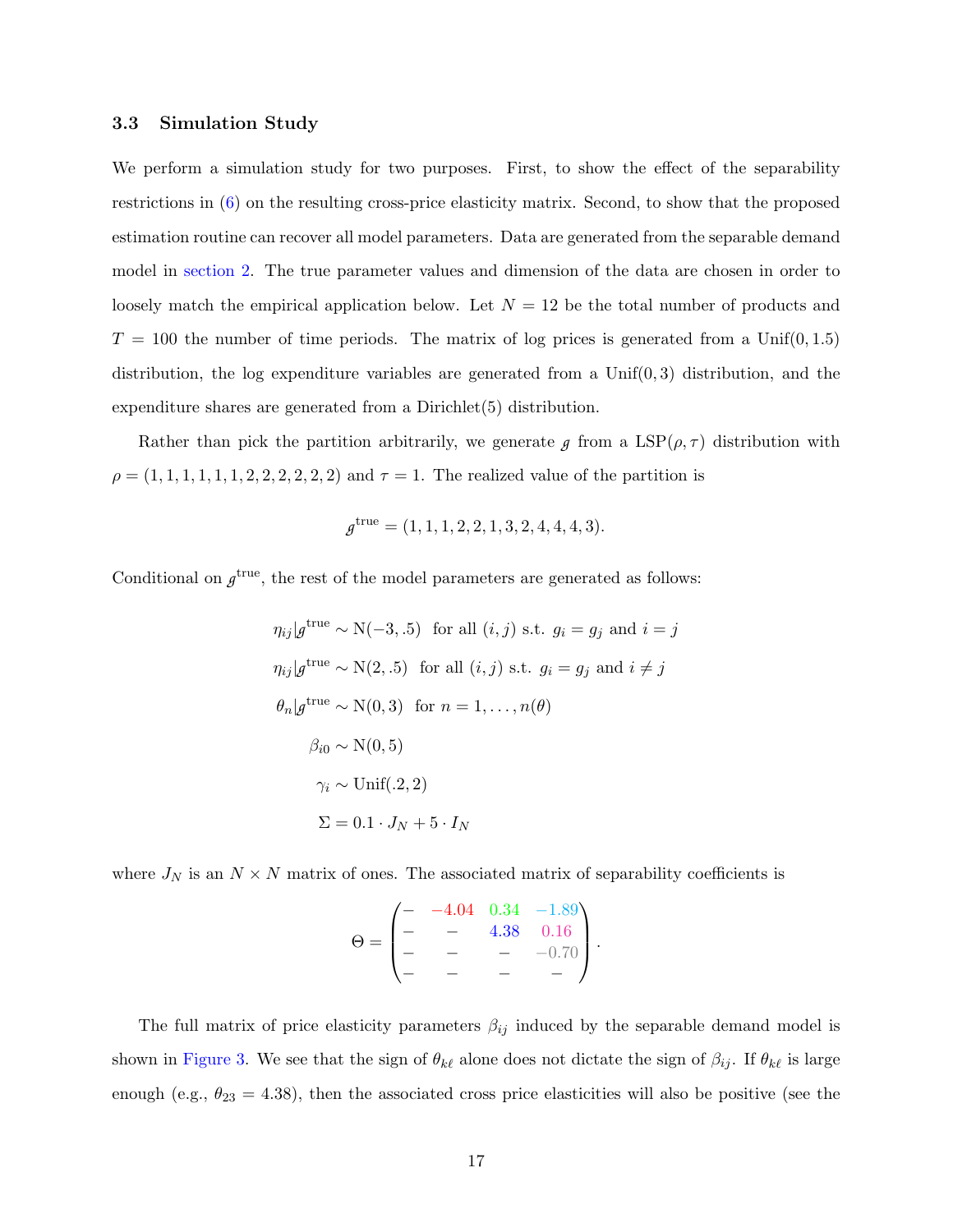### 3.3 Simulation Study

We perform a simulation study for two purposes. First, to show the effect of the separability restrictions in (6) on the resulting cross-price elasticity matrix. Second, to show that the proposed estimation routine can recover all model parameters. Data are generated from the separable demand model in section 2. The true parameter values and dimension of the data are chosen in order to loosely match the empirical application below. Let $N = 12$ be the total number of products and $T = 100$ the number of time periods. The matrix of log prices is generated from a Unif$(0, 1.5)$ distribution, the log expenditure variables are generated from a Unif$(0, 3)$ distribution, and the expenditure shares are generated from a Dirichlet(5) distribution.

Rather than pick the partition arbitrarily, we generate $\mathcal{g}$ from a LSP$(\rho, \tau)$ distribution with $\rho = (1, 1, 1, 1, 1, 1, 2, 2, 2, 2, 2, 2)$ and $\tau = 1$. The realized value of the partition is

$$\mathcal{g}^{\text{true}} = (1, 1, 1, 2, 2, 1, 3, 2, 4, 4, 4, 3).$$

Conditional on $\mathcal{g}^{\text{true}}$, the rest of the model parameters are generated as follows:

$$
\begin{aligned}
\eta_{ij}|\mathcal{g}^{\text{true}} &\sim \text{N}(-3, .5) \;\; \text{for all } (i, j) \text{ s.t. } g_i = g_j \text{ and } i = j \\
\eta_{ij}|\mathcal{g}^{\text{true}} &\sim \text{N}(2, .5) \;\; \text{for all } (i, j) \text{ s.t. } g_i = g_j \text{ and } i \neq j \\
\theta_n|\mathcal{g}^{\text{true}} &\sim \text{N}(0, 3) \;\; \text{for } n = 1, \ldots, n(\theta) \\
\beta_{i0} &\sim \text{N}(0, 5) \\
\gamma_i &\sim \text{Unif}(.2, 2) \\
\Sigma &= 0.1 \cdot J_N + 5 \cdot I_N
\end{aligned}
$$

where $J_N$ is an $N \times N$ matrix of ones. The associated matrix of separability coefficients is

$$\Theta = \begin{pmatrix} - & -4.04 & 0.34 & -1.89 \\ - & - & 4.38 & 0.16 \\ - & - & - & -0.70 \\ - & - & - & - \end{pmatrix}.$$

The full matrix of price elasticity parameters $\beta_{ij}$ induced by the separable demand model is shown in Figure 3. We see that the sign of $\theta_{k\ell}$ alone does not dictate the sign of $\beta_{ij}$. If $\theta_{k\ell}$ is large enough (e.g., $\theta_{23} = 4.38$), then the associated cross price elasticities will also be positive (see the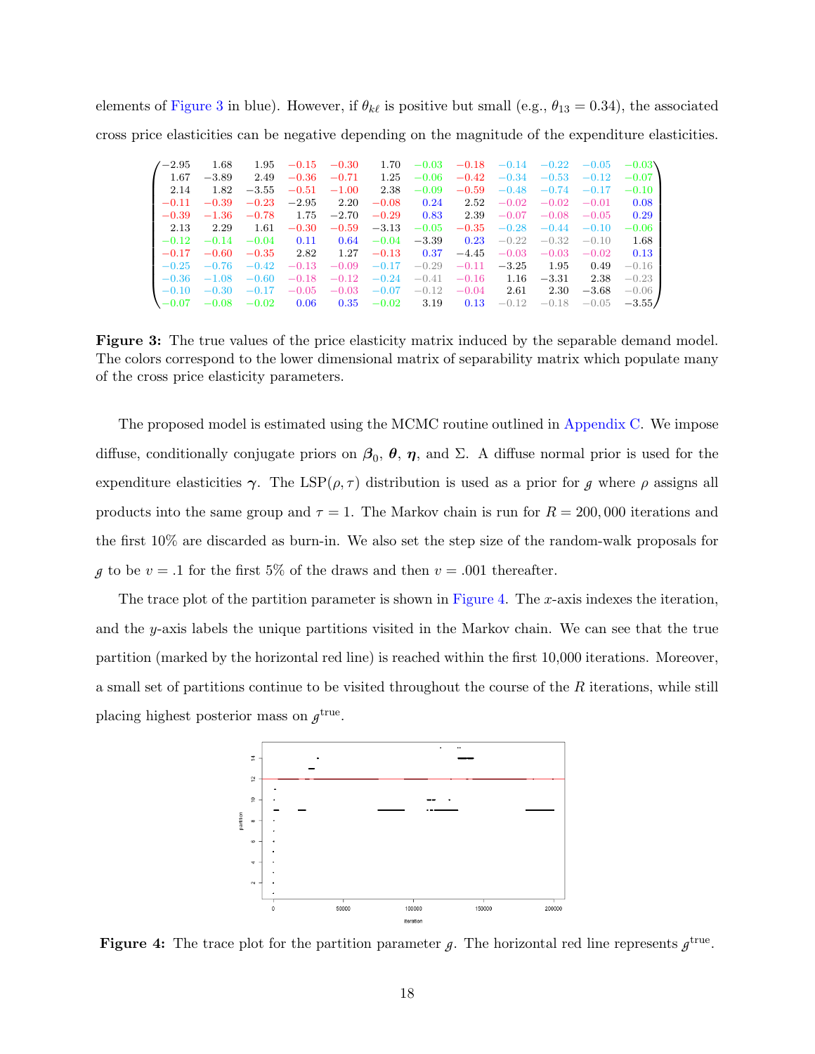elements of Figure 3 in blue). However, if $\theta_{k\ell}$ is positive but small (e.g., $\theta_{13} = 0.34$), the associated cross price elasticities can be negative depending on the magnitude of the expenditure elasticities.

$$
\begin{pmatrix}
-2.95 & 1.68 & 1.95 & -0.15 & -0.30 & 1.70 & -0.03 & -0.18 & -0.14 & -0.22 & -0.05 & -0.03 \\
1.67 & -3.89 & 2.49 & -0.36 & -0.71 & 1.25 & -0.06 & -0.42 & -0.34 & -0.53 & -0.12 & -0.07 \\
2.14 & 1.82 & -3.55 & -0.51 & -1.00 & 2.38 & -0.09 & -0.59 & -0.48 & -0.74 & -0.17 & -0.10 \\
-0.11 & -0.39 & -0.23 & -2.95 & 2.20 & -0.08 & 0.24 & 2.52 & -0.02 & -0.02 & -0.01 & 0.08 \\
-0.39 & -1.36 & -0.78 & 1.75 & -2.70 & -0.29 & 0.83 & 2.39 & -0.07 & -0.08 & -0.05 & 0.29 \\
2.13 & 2.29 & 1.61 & -0.30 & -0.59 & -3.13 & -0.05 & -0.35 & -0.28 & -0.44 & -0.10 & -0.06 \\
-0.12 & -0.14 & -0.04 & 0.11 & 0.64 & -0.04 & -3.39 & 0.23 & -0.22 & -0.32 & -0.10 & 1.68 \\
-0.17 & -0.60 & -0.35 & 2.82 & 1.27 & -0.13 & 0.37 & -4.45 & -0.03 & -0.03 & -0.02 & 0.13 \\
-0.25 & -0.76 & -0.42 & -0.13 & -0.09 & -0.17 & -0.29 & -0.11 & -3.25 & 1.95 & 0.49 & -0.16 \\
-0.36 & -1.08 & -0.60 & -0.18 & -0.12 & -0.24 & -0.41 & -0.16 & 1.16 & -3.31 & 2.38 & -0.23 \\
-0.10 & -0.30 & -0.17 & -0.05 & -0.03 & -0.07 & -0.12 & -0.04 & 2.61 & 2.30 & -3.68 & -0.06 \\
-0.07 & -0.08 & -0.02 & 0.06 & 0.35 & -0.02 & 3.19 & 0.13 & -0.12 & -0.18 & -0.05 & -3.55
\end{pmatrix}
$$

**Figure 3:** The true values of the price elasticity matrix induced by the separable demand model. The colors correspond to the lower dimensional matrix of separability matrix which populate many of the cross price elasticity parameters.

The proposed model is estimated using the MCMC routine outlined in Appendix C. We impose diffuse, conditionally conjugate priors on $\boldsymbol{\beta}_0$, $\boldsymbol{\theta}$, $\boldsymbol{\eta}$, and $\Sigma$. A diffuse normal prior is used for the expenditure elasticities $\boldsymbol{\gamma}$. The LSP$(\rho, \tau)$ distribution is used as a prior for $g$ where $\rho$ assigns all products into the same group and $\tau = 1$. The Markov chain is run for $R = 200{,}000$ iterations and the first 10% are discarded as burn-in. We also set the step size of the random-walk proposals for $g$ to be $v = .1$ for the first 5% of the draws and then $v = .001$ thereafter.

The trace plot of the partition parameter is shown in Figure 4. The $x$-axis indexes the iteration, and the $y$-axis labels the unique partitions visited in the Markov chain. We can see that the true partition (marked by the horizontal red line) is reached within the first 10,000 iterations. Moreover, a small set of partitions continue to be visited throughout the course of the $R$ iterations, while still placing highest posterior mass on $g^{\text{true}}$.

**Figure 4:** The trace plot for the partition parameter $g$. The horizontal red line represents $g^{\text{true}}$.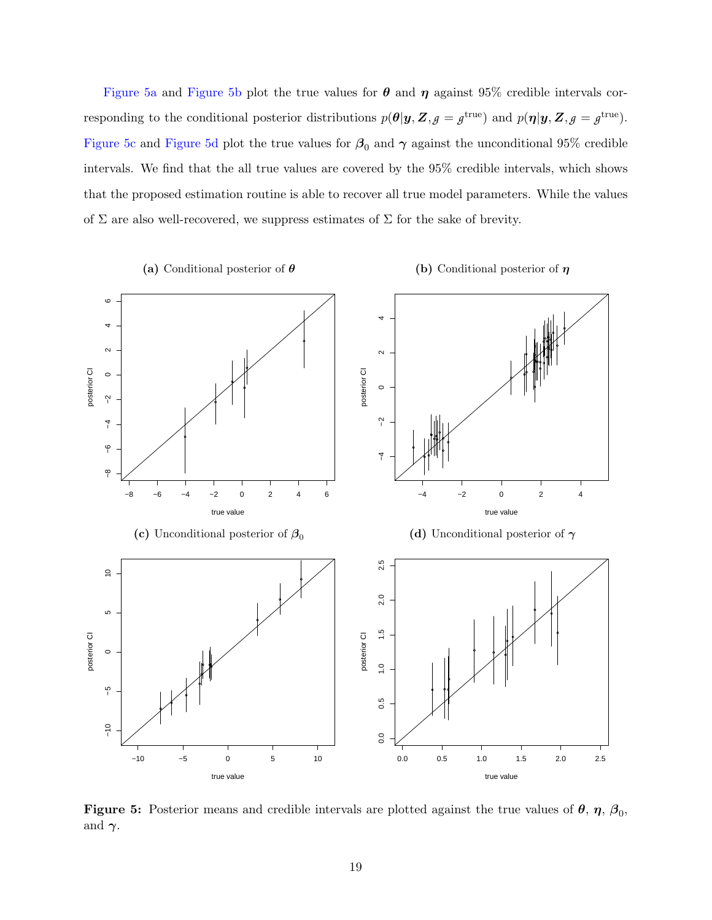Figure 5a and Figure 5b plot the true values for $\boldsymbol{\theta}$ and $\boldsymbol{\eta}$ against 95% credible intervals corresponding to the conditional posterior distributions $p(\boldsymbol{\theta}|\boldsymbol{y}, \boldsymbol{Z}, g = g^{\text{true}})$ and $p(\boldsymbol{\eta}|\boldsymbol{y}, \boldsymbol{Z}, g = g^{\text{true}})$. Figure 5c and Figure 5d plot the true values for $\boldsymbol{\beta}_0$ and $\boldsymbol{\gamma}$ against the unconditional 95% credible intervals. We find that the all true values are covered by the 95% credible intervals, which shows that the proposed estimation routine is able to recover all true model parameters. While the values of $\Sigma$ are also well-recovered, we suppress estimates of $\Sigma$ for the sake of brevity.

**(a)** Conditional posterior of $\boldsymbol{\theta}$

**(b)** Conditional posterior of $\boldsymbol{\eta}$

**(c)** Unconditional posterior of $\boldsymbol{\beta}_0$

**(d)** Unconditional posterior of $\boldsymbol{\gamma}$

**Figure 5:** Posterior means and credible intervals are plotted against the true values of $\boldsymbol{\theta}$, $\boldsymbol{\eta}$, $\boldsymbol{\beta}_0$, and $\boldsymbol{\gamma}$.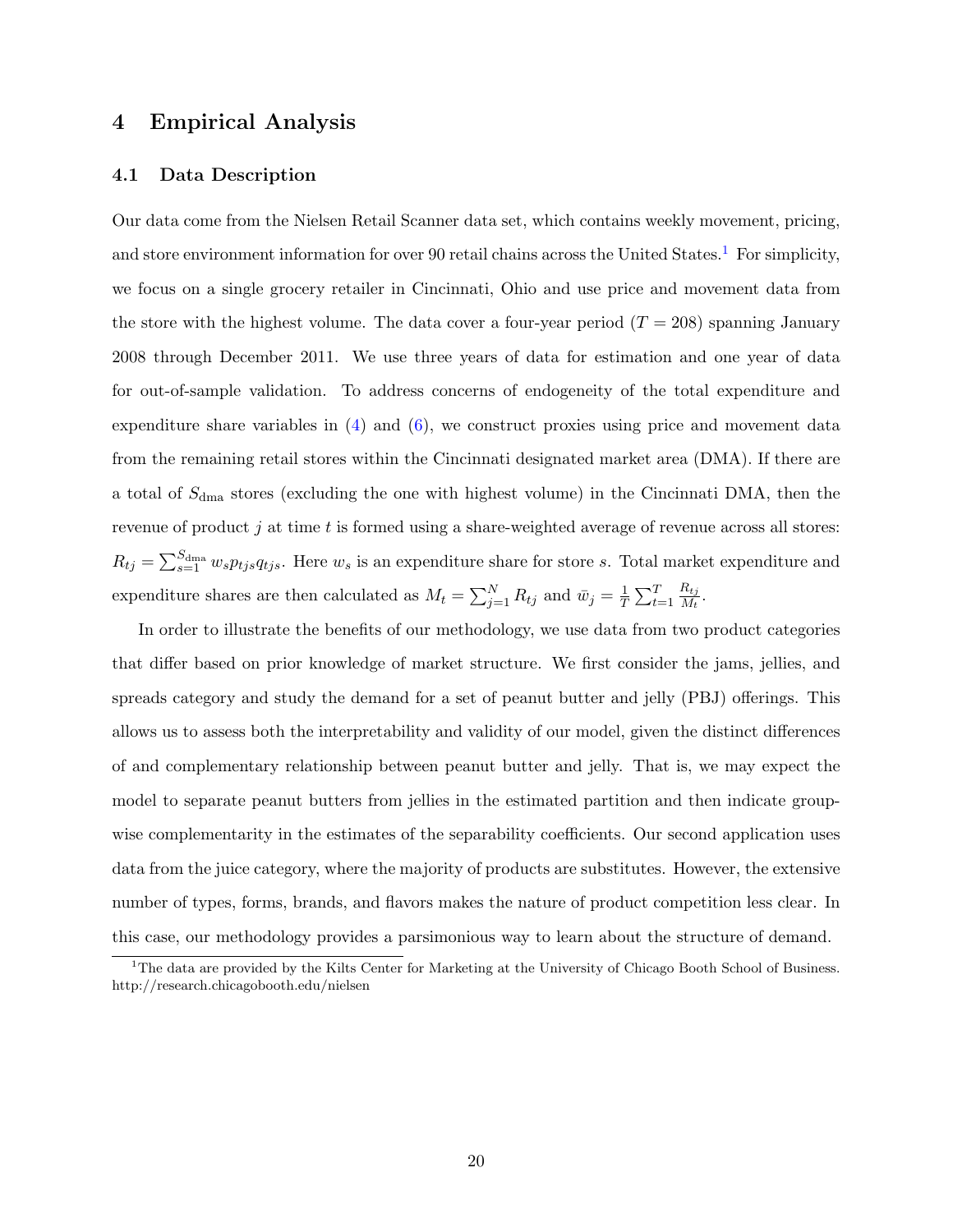# 4 Empirical Analysis

## 4.1 Data Description

Our data come from the Nielsen Retail Scanner data set, which contains weekly movement, pricing, and store environment information for over 90 retail chains across the United States.[1] For simplicity, we focus on a single grocery retailer in Cincinnati, Ohio and use price and movement data from the store with the highest volume. The data cover a four-year period ($T = 208$) spanning January 2008 through December 2011. We use three years of data for estimation and one year of data for out-of-sample validation. To address concerns of endogeneity of the total expenditure and expenditure share variables in (4) and (6), we construct proxies using price and movement data from the remaining retail stores within the Cincinnati designated market area (DMA). If there are a total of $S_{\text{dma}}$ stores (excluding the one with highest volume) in the Cincinnati DMA, then the revenue of product $j$ at time $t$ is formed using a share-weighted average of revenue across all stores: $R_{tj} = \sum_{s=1}^{S_{\text{dma}}} w_s p_{tjs} q_{tjs}$. Here $w_s$ is an expenditure share for store $s$. Total market expenditure and expenditure shares are then calculated as $M_t = \sum_{j=1}^{N} R_{tj}$ and $\bar{w}_j = \frac{1}{T} \sum_{t=1}^{T} \frac{R_{tj}}{M_t}$.

In order to illustrate the benefits of our methodology, we use data from two product categories that differ based on prior knowledge of market structure. We first consider the jams, jellies, and spreads category and study the demand for a set of peanut butter and jelly (PBJ) offerings. This allows us to assess both the interpretability and validity of our model, given the distinct differences of and complementary relationship between peanut butter and jelly. That is, we may expect the model to separate peanut butters from jellies in the estimated partition and then indicate group-wise complementarity in the estimates of the separability coefficients. Our second application uses data from the juice category, where the majority of products are substitutes. However, the extensive number of types, forms, brands, and flavors makes the nature of product competition less clear. In this case, our methodology provides a parsimonious way to learn about the structure of demand.

[1] The data are provided by the Kilts Center for Marketing at the University of Chicago Booth School of Business. http://research.chicagobooth.edu/nielsen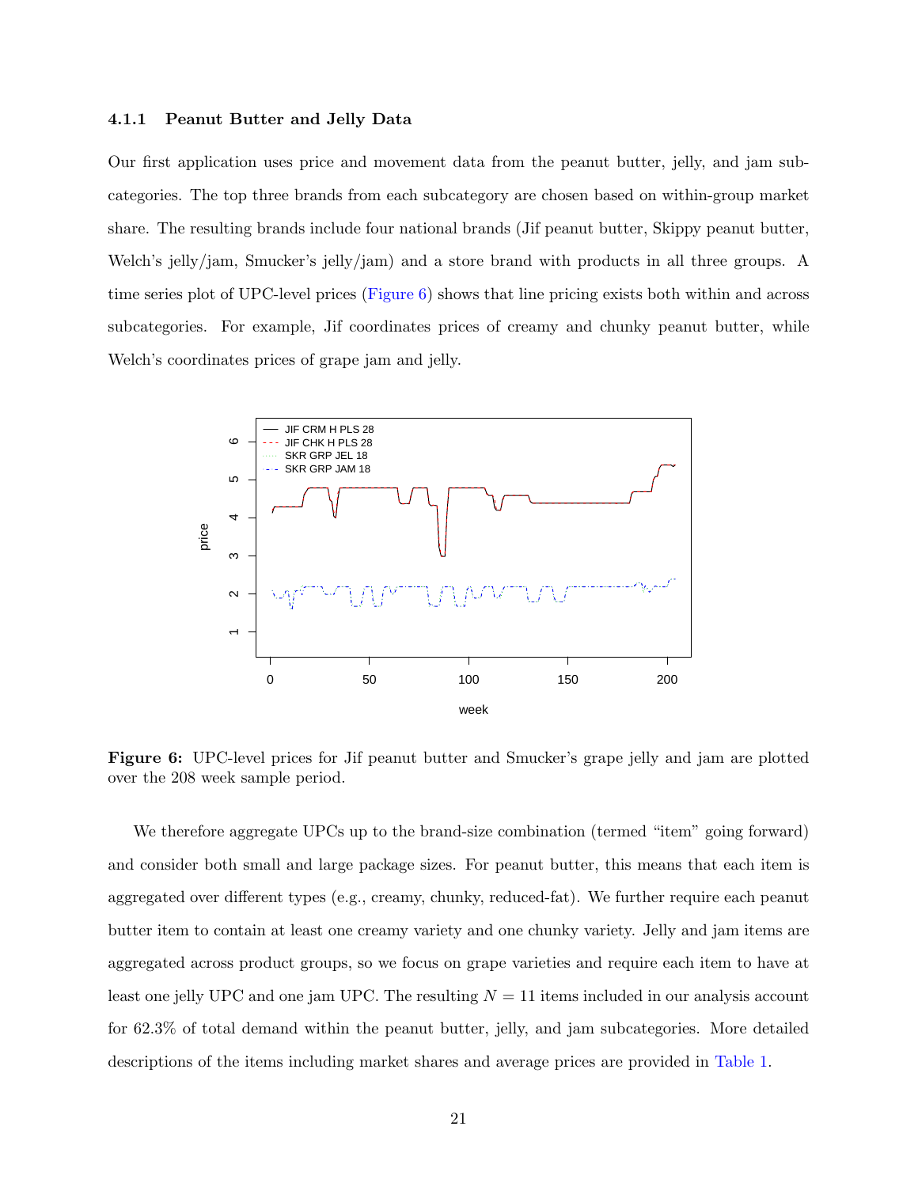### 4.1.1 Peanut Butter and Jelly Data

Our first application uses price and movement data from the peanut butter, jelly, and jam subcategories. The top three brands from each subcategory are chosen based on within-group market share. The resulting brands include four national brands (Jif peanut butter, Skippy peanut butter, Welch's jelly/jam, Smucker's jelly/jam) and a store brand with products in all three groups. A time series plot of UPC-level prices (Figure 6) shows that line pricing exists both within and across subcategories. For example, Jif coordinates prices of creamy and chunky peanut butter, while Welch's coordinates prices of grape jam and jelly.

**Figure 6:** UPC-level prices for Jif peanut butter and Smucker's grape jelly and jam are plotted over the 208 week sample period.

We therefore aggregate UPCs up to the brand-size combination (termed "item" going forward) and consider both small and large package sizes. For peanut butter, this means that each item is aggregated over different types (e.g., creamy, chunky, reduced-fat). We further require each peanut butter item to contain at least one creamy variety and one chunky variety. Jelly and jam items are aggregated across product groups, so we focus on grape varieties and require each item to have at least one jelly UPC and one jam UPC. The resulting $N = 11$ items included in our analysis account for 62.3% of total demand within the peanut butter, jelly, and jam subcategories. More detailed descriptions of the items including market shares and average prices are provided in Table 1.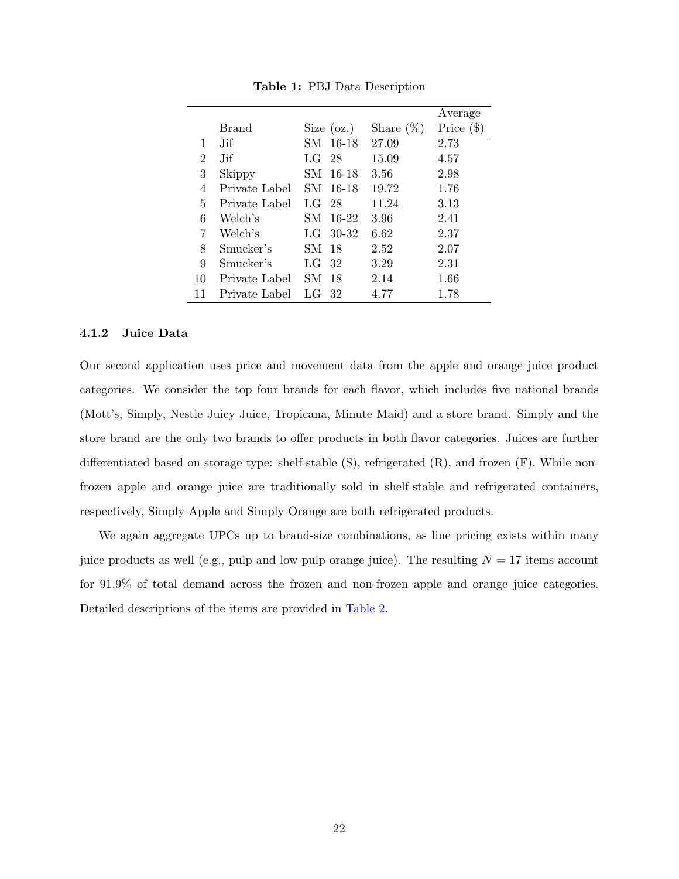**Table 1:** PBJ Data Description

|  | Brand | Size (oz.) |  | Share (%) | Average Price ($) |
|---|---|---|---|---|---|
| 1 | Jif | SM | 16-18 | 27.09 | 2.73 |
| 2 | Jif | LG | 28 | 15.09 | 4.57 |
| 3 | Skippy | SM | 16-18 | 3.56 | 2.98 |
| 4 | Private Label | SM | 16-18 | 19.72 | 1.76 |
| 5 | Private Label | LG | 28 | 11.24 | 3.13 |
| 6 | Welch's | SM | 16-22 | 3.96 | 2.41 |
| 7 | Welch's | LG | 30-32 | 6.62 | 2.37 |
| 8 | Smucker's | SM | 18 | 2.52 | 2.07 |
| 9 | Smucker's | LG | 32 | 3.29 | 2.31 |
| 10 | Private Label | SM | 18 | 2.14 | 1.66 |
| 11 | Private Label | LG | 32 | 4.77 | 1.78 |

#### 4.1.2 Juice Data

Our second application uses price and movement data from the apple and orange juice product categories. We consider the top four brands for each flavor, which includes five national brands (Mott's, Simply, Nestle Juicy Juice, Tropicana, Minute Maid) and a store brand. Simply and the store brand are the only two brands to offer products in both flavor categories. Juices are further differentiated based on storage type: shelf-stable (S), refrigerated (R), and frozen (F). While non-frozen apple and orange juice are traditionally sold in shelf-stable and refrigerated containers, respectively, Simply Apple and Simply Orange are both refrigerated products.

We again aggregate UPCs up to brand-size combinations, as line pricing exists within many juice products as well (e.g., pulp and low-pulp orange juice). The resulting $N = 17$ items account for 91.9% of total demand across the frozen and non-frozen apple and orange juice categories. Detailed descriptions of the items are provided in Table 2.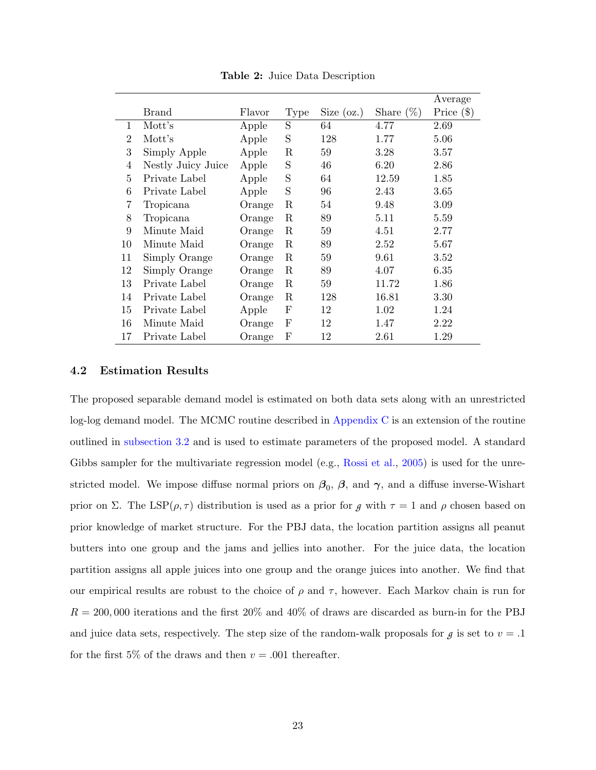**Table 2:** Juice Data Description

| | Brand | Flavor | Type | Size (oz.) | Share (%) | Average Price ($) |
|---|---|---|---|---|---|---|
| 1 | Mott's | Apple | S | 64 | 4.77 | 2.69 |
| 2 | Mott's | Apple | S | 128 | 1.77 | 5.06 |
| 3 | Simply Apple | Apple | R | 59 | 3.28 | 3.57 |
| 4 | Nestly Juicy Juice | Apple | S | 46 | 6.20 | 2.86 |
| 5 | Private Label | Apple | S | 64 | 12.59 | 1.85 |
| 6 | Private Label | Apple | S | 96 | 2.43 | 3.65 |
| 7 | Tropicana | Orange | R | 54 | 9.48 | 3.09 |
| 8 | Tropicana | Orange | R | 89 | 5.11 | 5.59 |
| 9 | Minute Maid | Orange | R | 59 | 4.51 | 2.77 |
| 10 | Minute Maid | Orange | R | 89 | 2.52 | 5.67 |
| 11 | Simply Orange | Orange | R | 59 | 9.61 | 3.52 |
| 12 | Simply Orange | Orange | R | 89 | 4.07 | 6.35 |
| 13 | Private Label | Orange | R | 59 | 11.72 | 1.86 |
| 14 | Private Label | Orange | R | 128 | 16.81 | 3.30 |
| 15 | Private Label | Apple | F | 12 | 1.02 | 1.24 |
| 16 | Minute Maid | Orange | F | 12 | 1.47 | 2.22 |
| 17 | Private Label | Orange | F | 12 | 2.61 | 1.29 |

### 4.2 Estimation Results

The proposed separable demand model is estimated on both data sets along with an unrestricted log-log demand model. The MCMC routine described in Appendix C is an extension of the routine outlined in subsection 3.2 and is used to estimate parameters of the proposed model. A standard Gibbs sampler for the multivariate regression model (e.g., Rossi et al., 2005) is used for the unrestricted model. We impose diffuse normal priors on $\boldsymbol{\beta}_0$, $\boldsymbol{\beta}$, and $\boldsymbol{\gamma}$, and a diffuse inverse-Wishart prior on $\Sigma$. The LSP$(\rho, \tau)$ distribution is used as a prior for $g$ with $\tau = 1$ and $\rho$ chosen based on prior knowledge of market structure. For the PBJ data, the location partition assigns all peanut butters into one group and the jams and jellies into another. For the juice data, the location partition assigns all apple juices into one group and the orange juices into another. We find that our empirical results are robust to the choice of $\rho$ and $\tau$, however. Each Markov chain is run for $R = 200{,}000$ iterations and the first 20% and 40% of draws are discarded as burn-in for the PBJ and juice data sets, respectively. The step size of the random-walk proposals for $g$ is set to $v = .1$ for the first 5% of the draws and then $v = .001$ thereafter.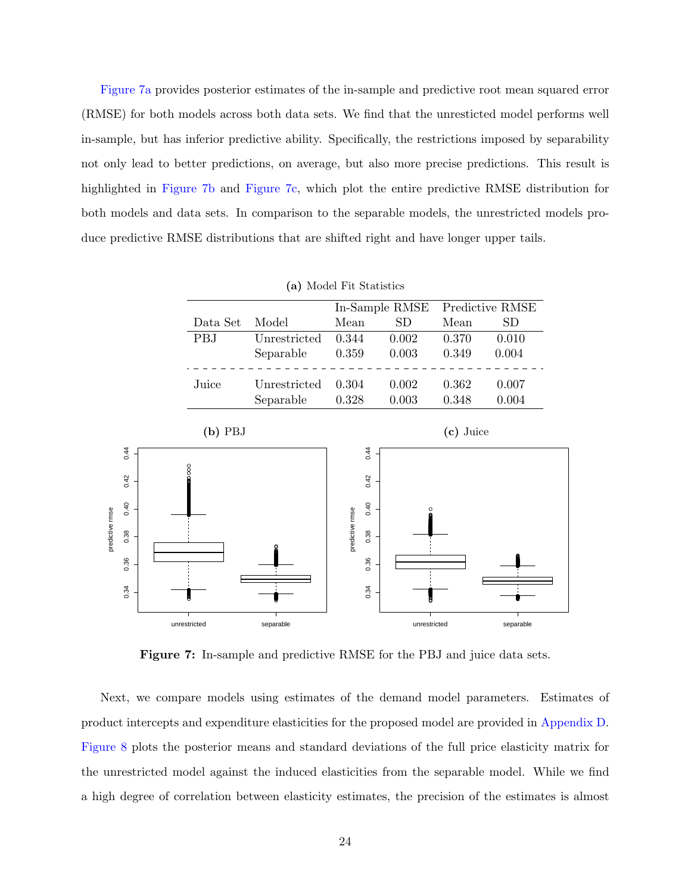Figure 7a provides posterior estimates of the in-sample and predictive root mean squared error (RMSE) for both models across both data sets. We find that the unresticted model performs well in-sample, but has inferior predictive ability. Specifically, the restrictions imposed by separability not only lead to better predictions, on average, but also more precise predictions. This result is highlighted in Figure 7b and Figure 7c, which plot the entire predictive RMSE distribution for both models and data sets. In comparison to the separable models, the unrestricted models produce predictive RMSE distributions that are shifted right and have longer upper tails.

**(a)** Model Fit Statistics

| | | In-Sample RMSE | | Predictive RMSE | |
|---|---|---|---|---|---|
| Data Set | Model | Mean | SD | Mean | SD |
| PBJ | Unrestricted | 0.344 | 0.002 | 0.370 | 0.010 |
| | Separable | 0.359 | 0.003 | 0.349 | 0.004 |
| Juice | Unrestricted | 0.304 | 0.002 | 0.362 | 0.007 |
| | Separable | 0.328 | 0.003 | 0.348 | 0.004 |

**(b)** PBJ

**(c)** Juice

**Figure 7:** In-sample and predictive RMSE for the PBJ and juice data sets.

Next, we compare models using estimates of the demand model parameters. Estimates of product intercepts and expenditure elasticities for the proposed model are provided in Appendix D. Figure 8 plots the posterior means and standard deviations of the full price elasticity matrix for the unrestricted model against the induced elasticities from the separable model. While we find a high degree of correlation between elasticity estimates, the precision of the estimates is almost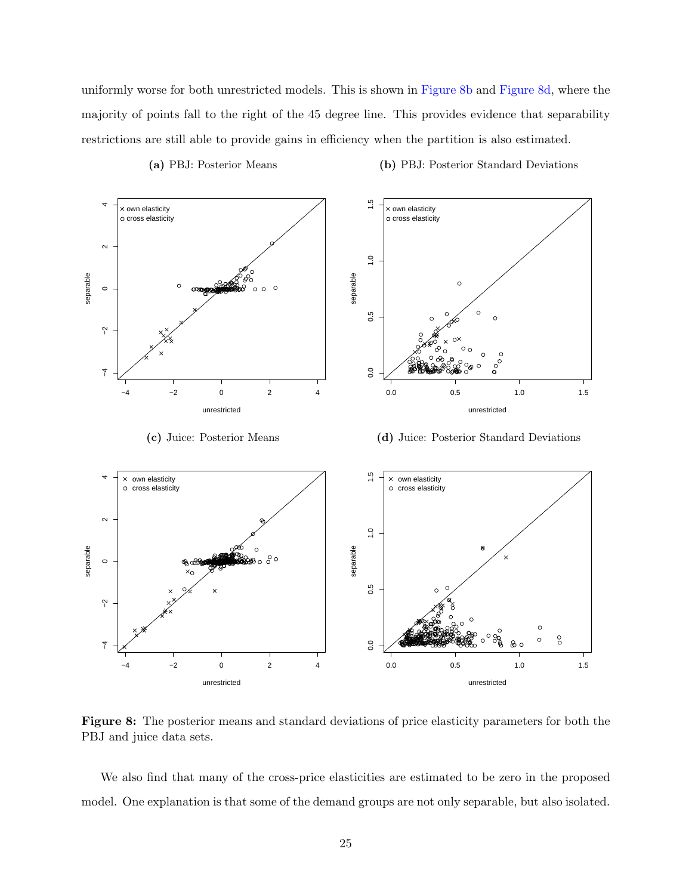uniformly worse for both unrestricted models. This is shown in Figure 8b and Figure 8d, where the majority of points fall to the right of the 45 degree line. This provides evidence that separability restrictions are still able to provide gains in efficiency when the partition is also estimated.

**(a)** PBJ: Posterior Means

**(b)** PBJ: Posterior Standard Deviations

**(c)** Juice: Posterior Means

**(d)** Juice: Posterior Standard Deviations

**Figure 8:** The posterior means and standard deviations of price elasticity parameters for both the PBJ and juice data sets.

We also find that many of the cross-price elasticities are estimated to be zero in the proposed model. One explanation is that some of the demand groups are not only separable, but also isolated.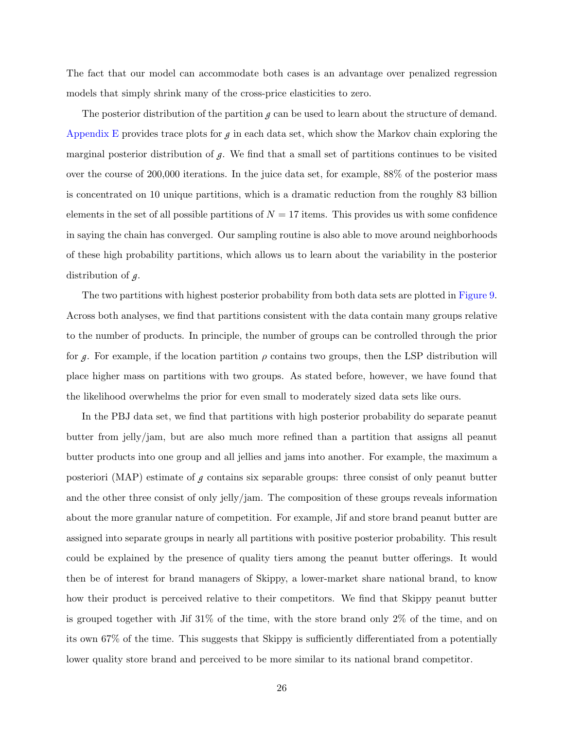The fact that our model can accommodate both cases is an advantage over penalized regression models that simply shrink many of the cross-price elasticities to zero.

The posterior distribution of the partition $g$ can be used to learn about the structure of demand. Appendix E provides trace plots for $g$ in each data set, which show the Markov chain exploring the marginal posterior distribution of $g$. We find that a small set of partitions continues to be visited over the course of 200,000 iterations. In the juice data set, for example, 88% of the posterior mass is concentrated on 10 unique partitions, which is a dramatic reduction from the roughly 83 billion elements in the set of all possible partitions of $N = 17$ items. This provides us with some confidence in saying the chain has converged. Our sampling routine is also able to move around neighborhoods of these high probability partitions, which allows us to learn about the variability in the posterior distribution of $g$.

The two partitions with highest posterior probability from both data sets are plotted in Figure 9. Across both analyses, we find that partitions consistent with the data contain many groups relative to the number of products. In principle, the number of groups can be controlled through the prior for $g$. For example, if the location partition $\rho$ contains two groups, then the LSP distribution will place higher mass on partitions with two groups. As stated before, however, we have found that the likelihood overwhelms the prior for even small to moderately sized data sets like ours.

In the PBJ data set, we find that partitions with high posterior probability do separate peanut butter from jelly/jam, but are also much more refined than a partition that assigns all peanut butter products into one group and all jellies and jams into another. For example, the maximum a posteriori (MAP) estimate of $g$ contains six separable groups: three consist of only peanut butter and the other three consist of only jelly/jam. The composition of these groups reveals information about the more granular nature of competition. For example, Jif and store brand peanut butter are assigned into separate groups in nearly all partitions with positive posterior probability. This result could be explained by the presence of quality tiers among the peanut butter offerings. It would then be of interest for brand managers of Skippy, a lower-market share national brand, to know how their product is perceived relative to their competitors. We find that Skippy peanut butter is grouped together with Jif 31% of the time, with the store brand only 2% of the time, and on its own 67% of the time. This suggests that Skippy is sufficiently differentiated from a potentially lower quality store brand and perceived to be more similar to its national brand competitor.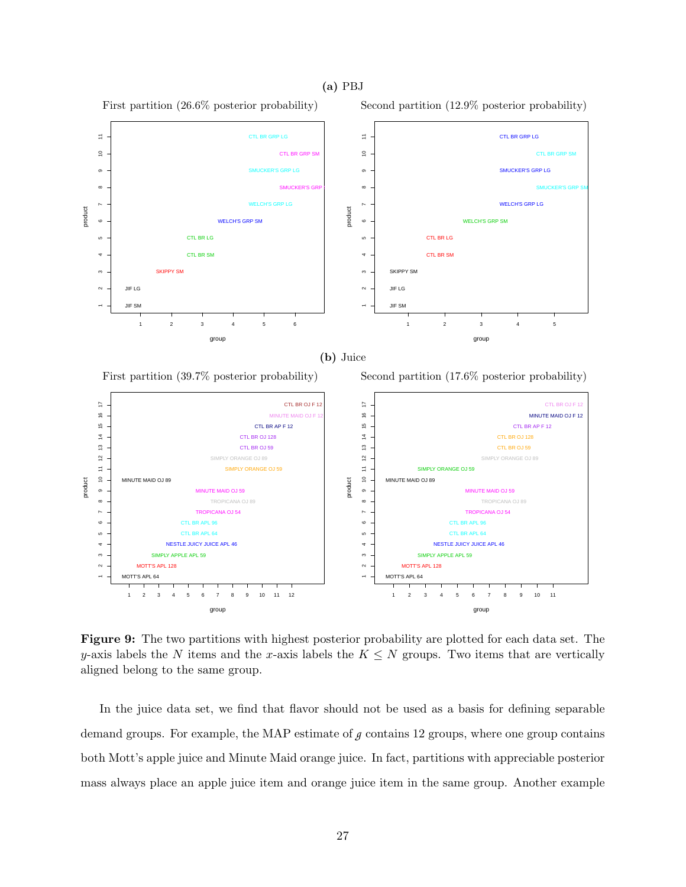**(a)** PBJ

First partition (26.6% posterior probability)

Second partition (12.9% posterior probability)

**(b)** Juice

First partition (39.7% posterior probability)

Second partition (17.6% posterior probability)

**Figure 9:** The two partitions with highest posterior probability are plotted for each data set. The $y$-axis labels the $N$ items and the $x$-axis labels the $K \leq N$ groups. Two items that are vertically aligned belong to the same group.

In the juice data set, we find that flavor should not be used as a basis for defining separable demand groups. For example, the MAP estimate of $\mathcal{g}$ contains 12 groups, where one group contains both Mott's apple juice and Minute Maid orange juice. In fact, partitions with appreciable posterior mass always place an apple juice item and orange juice item in the same group. Another example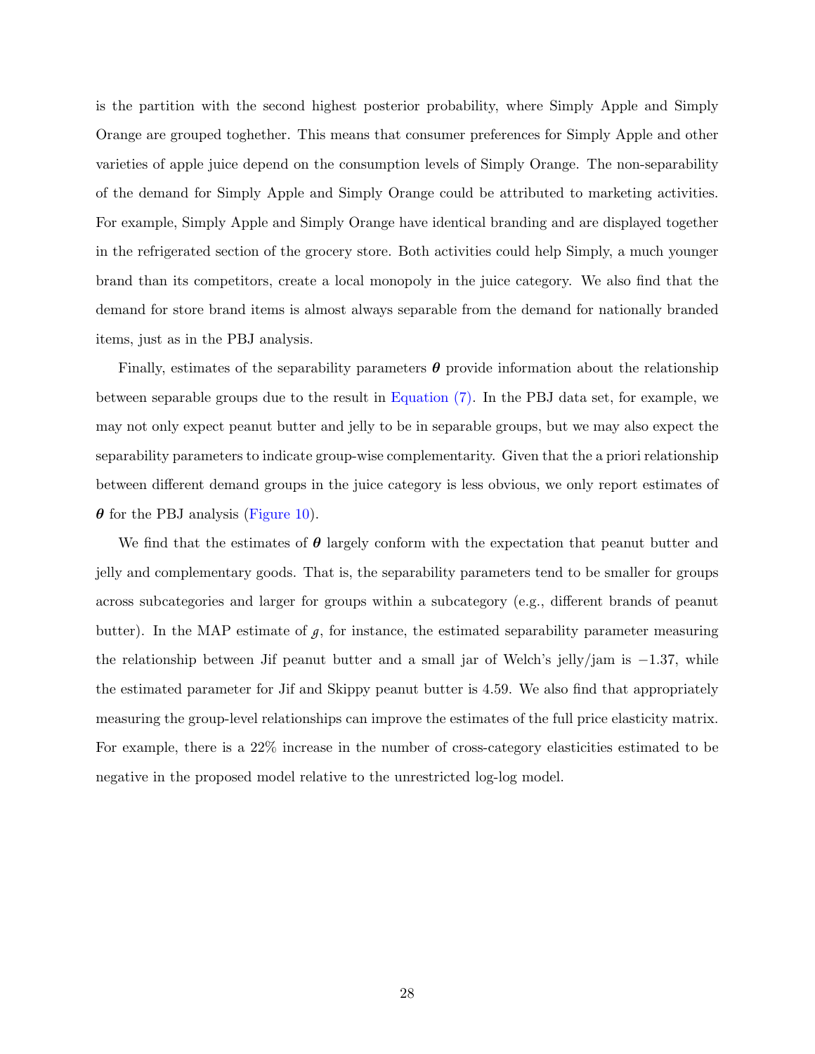is the partition with the second highest posterior probability, where Simply Apple and Simply Orange are grouped toghether. This means that consumer preferences for Simply Apple and other varieties of apple juice depend on the consumption levels of Simply Orange. The non-separability of the demand for Simply Apple and Simply Orange could be attributed to marketing activities. For example, Simply Apple and Simply Orange have identical branding and are displayed together in the refrigerated section of the grocery store. Both activities could help Simply, a much younger brand than its competitors, create a local monopoly in the juice category. We also find that the demand for store brand items is almost always separable from the demand for nationally branded items, just as in the PBJ analysis.

Finally, estimates of the separability parameters $\boldsymbol{\theta}$ provide information about the relationship between separable groups due to the result in Equation (7). In the PBJ data set, for example, we may not only expect peanut butter and jelly to be in separable groups, but we may also expect the separability parameters to indicate group-wise complementarity. Given that the a priori relationship between different demand groups in the juice category is less obvious, we only report estimates of $\boldsymbol{\theta}$ for the PBJ analysis (Figure 10).

We find that the estimates of $\boldsymbol{\theta}$ largely conform with the expectation that peanut butter and jelly and complementary goods. That is, the separability parameters tend to be smaller for groups across subcategories and larger for groups within a subcategory (e.g., different brands of peanut butter). In the MAP estimate of $\mathcal{g}$, for instance, the estimated separability parameter measuring the relationship between Jif peanut butter and a small jar of Welch's jelly/jam is $-1.37$, while the estimated parameter for Jif and Skippy peanut butter is 4.59. We also find that appropriately measuring the group-level relationships can improve the estimates of the full price elasticity matrix. For example, there is a 22% increase in the number of cross-category elasticities estimated to be negative in the proposed model relative to the unrestricted log-log model.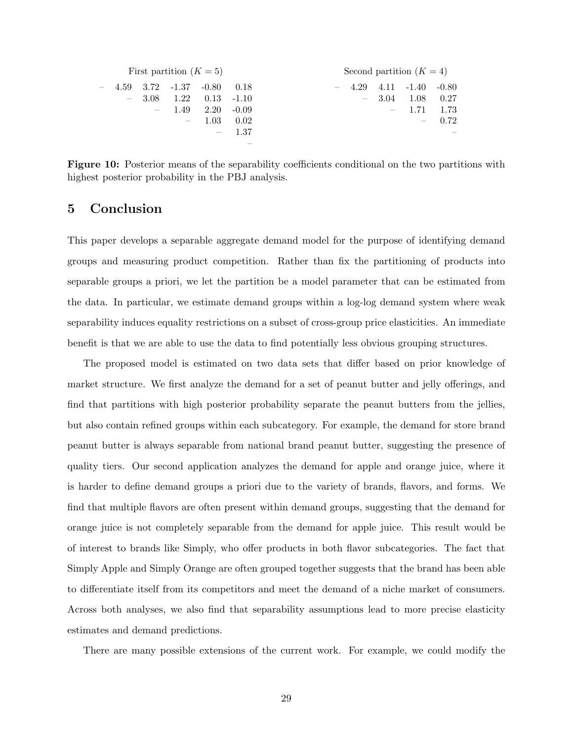First partition ($K = 5$)

| | | | | | |
|---|---|---|---|---|---|
| – | 4.59 | 3.72 | -1.37 | -0.80 | 0.18 |
| | – | 3.08 | 1.22 | 0.13 | -1.10 |
| | | – | 1.49 | 2.20 | -0.09 |
| | | | – | 1.03 | 0.02 |
| | | | | – | 1.37 |
| | | | | | – |

Second partition ($K = 4$)

| | | | | |
|---|---|---|---|---|
| – | 4.29 | 4.11 | -1.40 | -0.80 |
| | – | 3.04 | 1.08 | 0.27 |
| | | – | 1.71 | 1.73 |
| | | | – | 0.72 |
| | | | | – |

**Figure 10:** Posterior means of the separability coefficients conditional on the two partitions with highest posterior probability in the PBJ analysis.

# 5 Conclusion

This paper develops a separable aggregate demand model for the purpose of identifying demand groups and measuring product competition. Rather than fix the partitioning of products into separable groups a priori, we let the partition be a model parameter that can be estimated from the data. In particular, we estimate demand groups within a log-log demand system where weak separability induces equality restrictions on a subset of cross-group price elasticities. An immediate benefit is that we are able to use the data to find potentially less obvious grouping structures.

The proposed model is estimated on two data sets that differ based on prior knowledge of market structure. We first analyze the demand for a set of peanut butter and jelly offerings, and find that partitions with high posterior probability separate the peanut butters from the jellies, but also contain refined groups within each subcategory. For example, the demand for store brand peanut butter is always separable from national brand peanut butter, suggesting the presence of quality tiers. Our second application analyzes the demand for apple and orange juice, where it is harder to define demand groups a priori due to the variety of brands, flavors, and forms. We find that multiple flavors are often present within demand groups, suggesting that the demand for orange juice is not completely separable from the demand for apple juice. This result would be of interest to brands like Simply, who offer products in both flavor subcategories. The fact that Simply Apple and Simply Orange are often grouped together suggests that the brand has been able to differentiate itself from its competitors and meet the demand of a niche market of consumers. Across both analyses, we also find that separability assumptions lead to more precise elasticity estimates and demand predictions.

There are many possible extensions of the current work. For example, we could modify the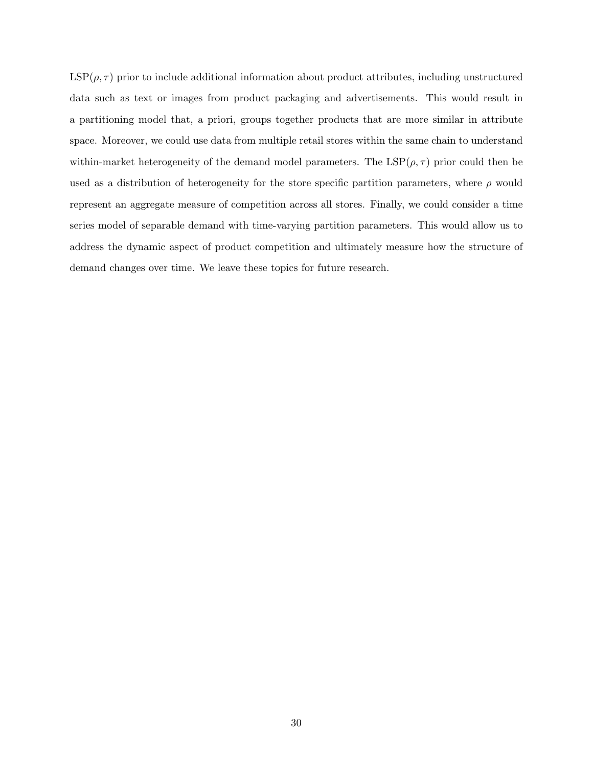$\text{LSP}(\rho, \tau)$ prior to include additional information about product attributes, including unstructured data such as text or images from product packaging and advertisements. This would result in a partitioning model that, a priori, groups together products that are more similar in attribute space. Moreover, we could use data from multiple retail stores within the same chain to understand within-market heterogeneity of the demand model parameters. The $\text{LSP}(\rho, \tau)$ prior could then be used as a distribution of heterogeneity for the store specific partition parameters, where $\rho$ would represent an aggregate measure of competition across all stores. Finally, we could consider a time series model of separable demand with time-varying partition parameters. This would allow us to address the dynamic aspect of product competition and ultimately measure how the structure of demand changes over time. We leave these topics for future research.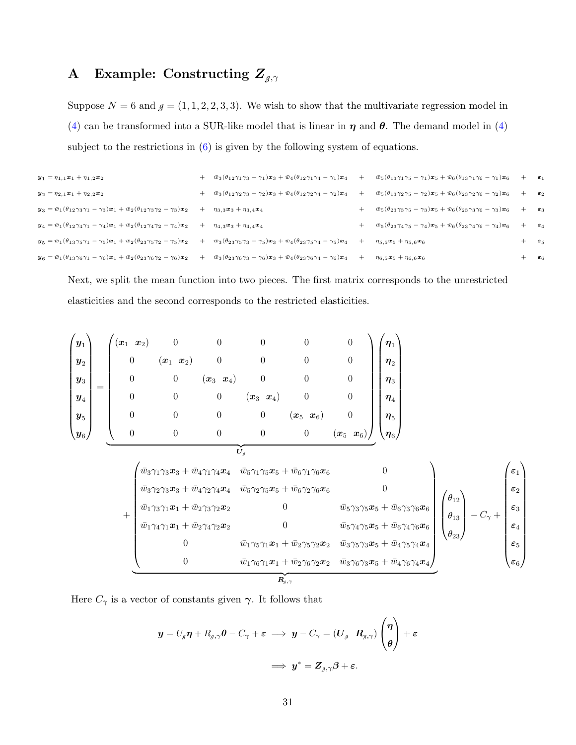# A Example: Constructing $\boldsymbol{Z}_{g,\gamma}$

Suppose $N = 6$ and $g = (1, 1, 2, 2, 3, 3)$. We wish to show that the multivariate regression model in (4) can be transformed into a SUR-like model that is linear in $\boldsymbol{\eta}$ and $\boldsymbol{\theta}$. The demand model in (4) subject to the restrictions in (6) is given by the following system of equations.

$$
\begin{aligned}
\boldsymbol{y}_1 &= \eta_{1,1}\boldsymbol{x}_1 + \eta_{1,2}\boldsymbol{x}_2 + \bar{w}_3(\theta_{12}\gamma_1\gamma_3 - \gamma_1)\boldsymbol{x}_3 + \bar{w}_4(\theta_{12}\gamma_1\gamma_4 - \gamma_1)\boldsymbol{x}_4 + \bar{w}_5(\theta_{13}\gamma_1\gamma_5 - \gamma_1)\boldsymbol{x}_5 + \bar{w}_6(\theta_{13}\gamma_1\gamma_6 - \gamma_1)\boldsymbol{x}_6 + \boldsymbol{\varepsilon}_1 \\
\boldsymbol{y}_2 &= \eta_{2,1}\boldsymbol{x}_1 + \eta_{2,2}\boldsymbol{x}_2 + \bar{w}_3(\theta_{12}\gamma_2\gamma_3 - \gamma_2)\boldsymbol{x}_3 + \bar{w}_4(\theta_{12}\gamma_2\gamma_4 - \gamma_2)\boldsymbol{x}_4 + \bar{w}_5(\theta_{13}\gamma_2\gamma_5 - \gamma_2)\boldsymbol{x}_5 + \bar{w}_6(\theta_{23}\gamma_2\gamma_6 - \gamma_2)\boldsymbol{x}_6 + \boldsymbol{\varepsilon}_2 \\
\boldsymbol{y}_3 &= \bar{w}_1(\theta_{12}\gamma_3\gamma_1 - \gamma_3)\boldsymbol{x}_1 + \bar{w}_2(\theta_{12}\gamma_3\gamma_2 - \gamma_3)\boldsymbol{x}_2 + \eta_{3,3}\boldsymbol{x}_3 + \eta_{3,4}\boldsymbol{x}_4 + \bar{w}_5(\theta_{23}\gamma_3\gamma_5 - \gamma_3)\boldsymbol{x}_5 + \bar{w}_6(\theta_{23}\gamma_3\gamma_6 - \gamma_3)\boldsymbol{x}_6 + \boldsymbol{\varepsilon}_3 \\
\boldsymbol{y}_4 &= \bar{w}_1(\theta_{12}\gamma_4\gamma_1 - \gamma_4)\boldsymbol{x}_1 + \bar{w}_2(\theta_{12}\gamma_4\gamma_2 - \gamma_4)\boldsymbol{x}_2 + \eta_{4,3}\boldsymbol{x}_3 + \eta_{4,4}\boldsymbol{x}_4 + \bar{w}_5(\theta_{23}\gamma_4\gamma_5 - \gamma_4)\boldsymbol{x}_5 + \bar{w}_6(\theta_{23}\gamma_4\gamma_6 - \gamma_4)\boldsymbol{x}_6 + \boldsymbol{\varepsilon}_4 \\
\boldsymbol{y}_5 &= \bar{w}_1(\theta_{13}\gamma_5\gamma_1 - \gamma_5)\boldsymbol{x}_1 + \bar{w}_2(\theta_{23}\gamma_5\gamma_2 - \gamma_5)\boldsymbol{x}_2 + \bar{w}_3(\theta_{23}\gamma_5\gamma_3 - \gamma_5)\boldsymbol{x}_3 + \bar{w}_4(\theta_{23}\gamma_5\gamma_4 - \gamma_5)\boldsymbol{x}_4 + \eta_{5,5}\boldsymbol{x}_5 + \eta_{5,6}\boldsymbol{x}_6 + \boldsymbol{\varepsilon}_5 \\
\boldsymbol{y}_6 &= \bar{w}_1(\theta_{13}\gamma_6\gamma_1 - \gamma_6)\boldsymbol{x}_1 + \bar{w}_2(\theta_{23}\gamma_6\gamma_2 - \gamma_6)\boldsymbol{x}_2 + \bar{w}_3(\theta_{23}\gamma_6\gamma_3 - \gamma_6)\boldsymbol{x}_3 + \bar{w}_4(\theta_{23}\gamma_6\gamma_4 - \gamma_6)\boldsymbol{x}_4 + \eta_{6,5}\boldsymbol{x}_5 + \eta_{6,6}\boldsymbol{x}_6 + \boldsymbol{\varepsilon}_6
\end{aligned}
$$

Next, we split the mean function into two pieces. The first matrix corresponds to the unrestricted elasticities and the second corresponds to the restricted elasticities.

$$
\begin{pmatrix} \boldsymbol{y}_1 \\ \boldsymbol{y}_2 \\ \boldsymbol{y}_3 \\ \boldsymbol{y}_4 \\ \boldsymbol{y}_5 \\ \boldsymbol{y}_6 \end{pmatrix}
=
\underbrace{\begin{pmatrix}
(\boldsymbol{x}_1 \;\; \boldsymbol{x}_2) & 0 & 0 & 0 & 0 & 0 \\
0 & (\boldsymbol{x}_1 \;\; \boldsymbol{x}_2) & 0 & 0 & 0 & 0 \\
0 & 0 & (\boldsymbol{x}_3 \;\; \boldsymbol{x}_4) & 0 & 0 & 0 \\
0 & 0 & 0 & (\boldsymbol{x}_3 \;\; \boldsymbol{x}_4) & 0 & 0 \\
0 & 0 & 0 & 0 & (\boldsymbol{x}_5 \;\; \boldsymbol{x}_6) & 0 \\
0 & 0 & 0 & 0 & 0 & (\boldsymbol{x}_5 \;\; \boldsymbol{x}_6)
\end{pmatrix}}_{\boldsymbol{U}_g}
\begin{pmatrix} \boldsymbol{\eta}_1 \\ \boldsymbol{\eta}_2 \\ \boldsymbol{\eta}_3 \\ \boldsymbol{\eta}_4 \\ \boldsymbol{\eta}_5 \\ \boldsymbol{\eta}_6 \end{pmatrix}
$$

$$
+ \underbrace{\begin{pmatrix}
\bar{w}_3\gamma_1\gamma_3\boldsymbol{x}_3 + \bar{w}_4\gamma_1\gamma_4\boldsymbol{x}_4 & \bar{w}_5\gamma_1\gamma_5\boldsymbol{x}_5 + \bar{w}_6\gamma_1\gamma_6\boldsymbol{x}_6 & 0 \\
\bar{w}_3\gamma_2\gamma_3\boldsymbol{x}_3 + \bar{w}_4\gamma_2\gamma_4\boldsymbol{x}_4 & \bar{w}_5\gamma_2\gamma_5\boldsymbol{x}_5 + \bar{w}_6\gamma_2\gamma_6\boldsymbol{x}_6 & 0 \\
\bar{w}_1\gamma_3\gamma_1\boldsymbol{x}_1 + \bar{w}_2\gamma_3\gamma_2\boldsymbol{x}_2 & 0 & \bar{w}_5\gamma_3\gamma_5\boldsymbol{x}_5 + \bar{w}_6\gamma_3\gamma_6\boldsymbol{x}_6 \\
\bar{w}_1\gamma_4\gamma_1\boldsymbol{x}_1 + \bar{w}_2\gamma_4\gamma_2\boldsymbol{x}_2 & 0 & \bar{w}_5\gamma_4\gamma_5\boldsymbol{x}_5 + \bar{w}_6\gamma_4\gamma_6\boldsymbol{x}_6 \\
0 & \bar{w}_1\gamma_5\gamma_1\boldsymbol{x}_1 + \bar{w}_2\gamma_5\gamma_2\boldsymbol{x}_2 & \bar{w}_3\gamma_5\gamma_3\boldsymbol{x}_5 + \bar{w}_4\gamma_5\gamma_4\boldsymbol{x}_4 \\
0 & \bar{w}_1\gamma_6\gamma_1\boldsymbol{x}_1 + \bar{w}_2\gamma_6\gamma_2\boldsymbol{x}_2 & \bar{w}_3\gamma_6\gamma_3\boldsymbol{x}_5 + \bar{w}_4\gamma_6\gamma_4\boldsymbol{x}_4
\end{pmatrix}}_{\boldsymbol{R}_{g,\gamma}}
\begin{pmatrix} \theta_{12} \\ \theta_{13} \\ \theta_{23} \end{pmatrix}
- C_\gamma +
\begin{pmatrix} \boldsymbol{\varepsilon}_1 \\ \boldsymbol{\varepsilon}_2 \\ \boldsymbol{\varepsilon}_3 \\ \boldsymbol{\varepsilon}_4 \\ \boldsymbol{\varepsilon}_5 \\ \boldsymbol{\varepsilon}_6 \end{pmatrix}
$$

Here $C_\gamma$ is a vector of constants given $\boldsymbol{\gamma}$. It follows that

$$
\boldsymbol{y} = U_g\boldsymbol{\eta} + R_{g,\gamma}\boldsymbol{\theta} - C_\gamma + \boldsymbol{\varepsilon} \implies \boldsymbol{y} - C_\gamma = (\boldsymbol{U}_g \;\; \boldsymbol{R}_{g,\gamma}) \begin{pmatrix} \boldsymbol{\eta} \\ \boldsymbol{\theta} \end{pmatrix} + \boldsymbol{\varepsilon}
$$

$$
\implies \boldsymbol{y}^* = \boldsymbol{Z}_{g,\gamma}\boldsymbol{\beta} + \boldsymbol{\varepsilon}.
$$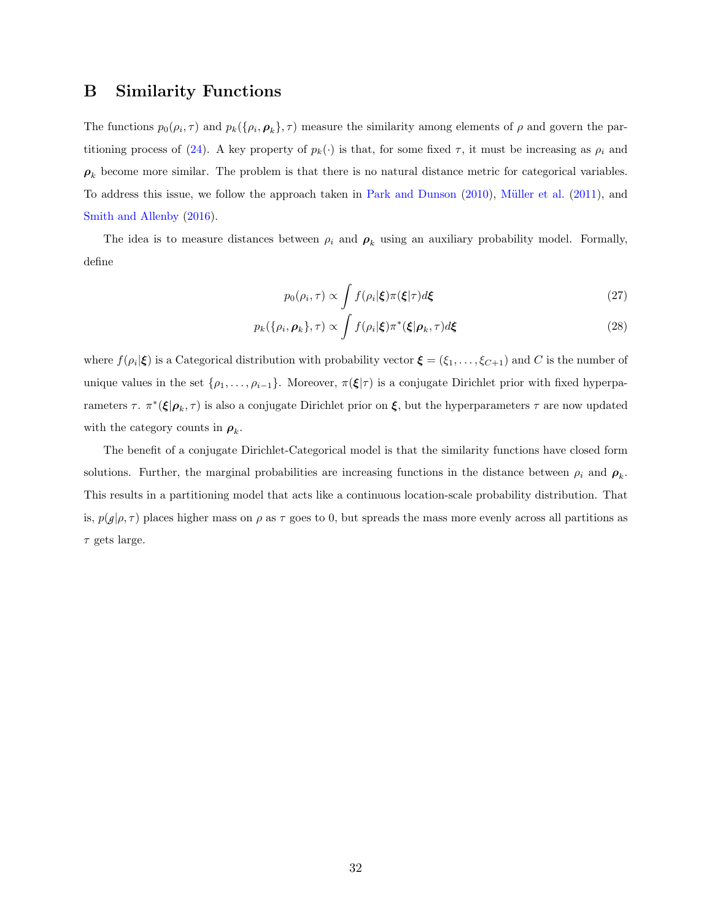# B Similarity Functions

The functions $p_0(\rho_i, \tau)$ and $p_k(\{\rho_i, \boldsymbol{\rho}_k\}, \tau)$ measure the similarity among elements of $\rho$ and govern the partitioning process of (24). A key property of $p_k(\cdot)$ is that, for some fixed $\tau$, it must be increasing as $\rho_i$ and $\boldsymbol{\rho}_k$ become more similar. The problem is that there is no natural distance metric for categorical variables. To address this issue, we follow the approach taken in Park and Dunson (2010), Müller et al. (2011), and Smith and Allenby (2016).

The idea is to measure distances between $\rho_i$ and $\boldsymbol{\rho}_k$ using an auxiliary probability model. Formally, define

$$p_0(\rho_i, \tau) \propto \int f(\rho_i|\boldsymbol{\xi})\pi(\boldsymbol{\xi}|\tau)d\boldsymbol{\xi} \tag{27}$$

$$p_k(\{\rho_i, \boldsymbol{\rho}_k\}, \tau) \propto \int f(\rho_i|\boldsymbol{\xi})\pi^*(\boldsymbol{\xi}|\boldsymbol{\rho}_k, \tau)d\boldsymbol{\xi} \tag{28}$$

where $f(\rho_i|\boldsymbol{\xi})$ is a Categorical distribution with probability vector $\boldsymbol{\xi} = (\xi_1, \ldots, \xi_{C+1})$ and $C$ is the number of unique values in the set $\{\rho_1, \ldots, \rho_{i-1}\}$. Moreover, $\pi(\boldsymbol{\xi}|\tau)$ is a conjugate Dirichlet prior with fixed hyperparameters $\tau$. $\pi^*(\boldsymbol{\xi}|\boldsymbol{\rho}_k, \tau)$ is also a conjugate Dirichlet prior on $\boldsymbol{\xi}$, but the hyperparameters $\tau$ are now updated with the category counts in $\boldsymbol{\rho}_k$.

The benefit of a conjugate Dirichlet-Categorical model is that the similarity functions have closed form solutions. Further, the marginal probabilities are increasing functions in the distance between $\rho_i$ and $\boldsymbol{\rho}_k$. This results in a partitioning model that acts like a continuous location-scale probability distribution. That is, $p(g|\rho, \tau)$ places higher mass on $\rho$ as $\tau$ goes to 0, but spreads the mass more evenly across all partitions as $\tau$ gets large.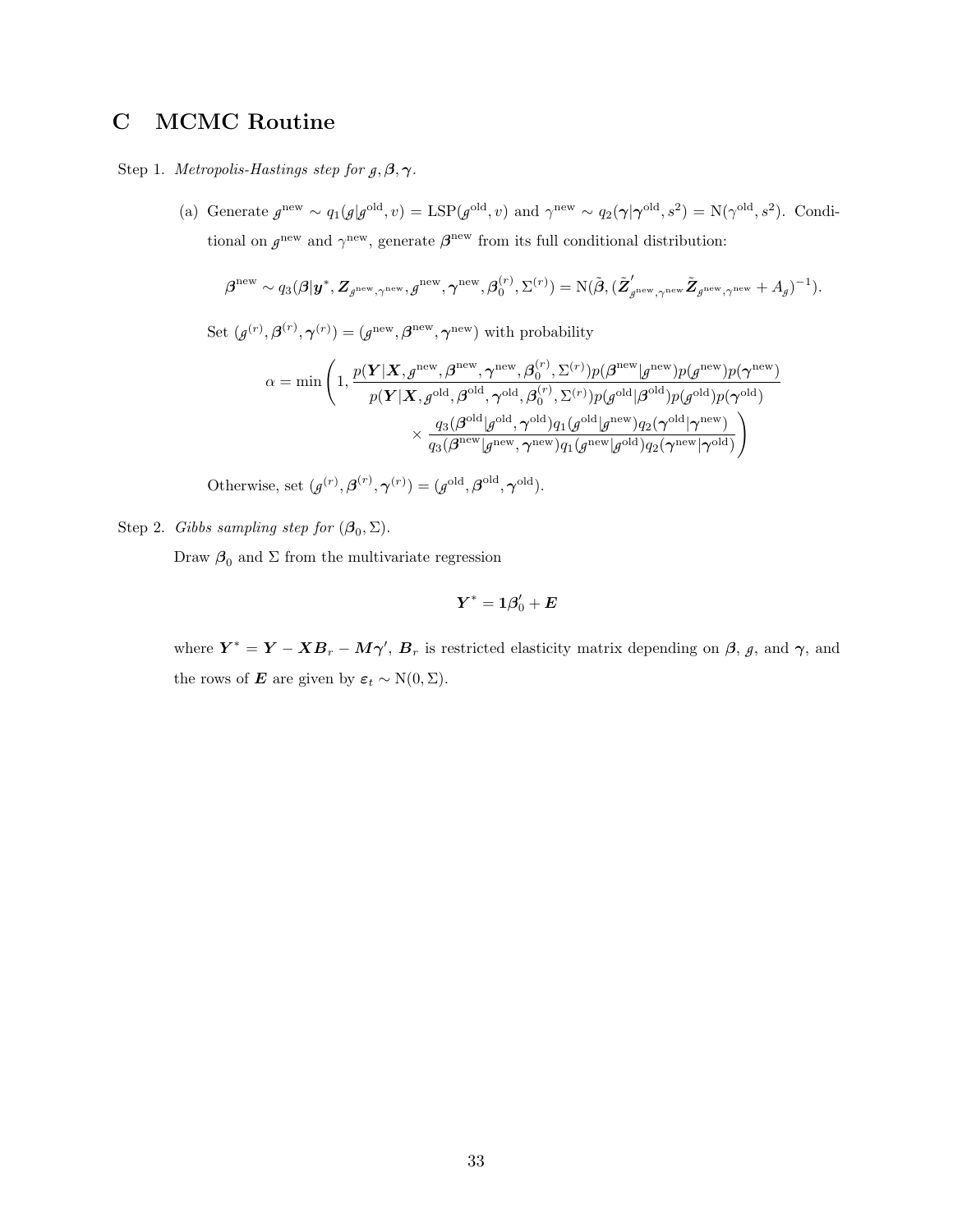# C MCMC Routine

Step 1. *Metropolis-Hastings step for $g, \boldsymbol{\beta}, \boldsymbol{\gamma}$.*

(a) Generate $g^{\text{new}} \sim q_1(g|g^{\text{old}}, v) = \text{LSP}(g^{\text{old}}, v)$ and $\gamma^{\text{new}} \sim q_2(\boldsymbol{\gamma}|\boldsymbol{\gamma}^{\text{old}}, s^2) = \text{N}(\gamma^{\text{old}}, s^2)$. Conditional on $g^{\text{new}}$ and $\gamma^{\text{new}}$, generate $\boldsymbol{\beta}^{\text{new}}$ from its full conditional distribution:

$$\boldsymbol{\beta}^{\text{new}} \sim q_3(\boldsymbol{\beta}|\boldsymbol{y}^*, \boldsymbol{Z}_{g^{\text{new}},\gamma^{\text{new}}}, g^{\text{new}}, \boldsymbol{\gamma}^{\text{new}}, \boldsymbol{\beta}_0^{(r)}, \Sigma^{(r)}) = \text{N}(\tilde{\boldsymbol{\beta}}, (\tilde{\boldsymbol{Z}}'_{g^{\text{new}},\gamma^{\text{new}}} \tilde{\boldsymbol{Z}}_{g^{\text{new}},\gamma^{\text{new}}} + A_g)^{-1}).$$

Set $(g^{(r)}, \boldsymbol{\beta}^{(r)}, \boldsymbol{\gamma}^{(r)}) = (g^{\text{new}}, \boldsymbol{\beta}^{\text{new}}, \boldsymbol{\gamma}^{\text{new}})$ with probability

$$\alpha = \min\left(1, \frac{p(\boldsymbol{Y}|\boldsymbol{X}, g^{\text{new}}, \boldsymbol{\beta}^{\text{new}}, \boldsymbol{\gamma}^{\text{new}}, \boldsymbol{\beta}_0^{(r)}, \Sigma^{(r)}) p(\boldsymbol{\beta}^{\text{new}}|g^{\text{new}}) p(g^{\text{new}}) p(\boldsymbol{\gamma}^{\text{new}})}{p(\boldsymbol{Y}|\boldsymbol{X}, g^{\text{old}}, \boldsymbol{\beta}^{\text{old}}, \boldsymbol{\gamma}^{\text{old}}, \boldsymbol{\beta}_0^{(r)}, \Sigma^{(r)}) p(g^{\text{old}}|\boldsymbol{\beta}^{\text{old}}) p(g^{\text{old}}) p(\boldsymbol{\gamma}^{\text{old}})} \times \frac{q_3(\boldsymbol{\beta}^{\text{old}}|g^{\text{old}}, \boldsymbol{\gamma}^{\text{old}}) q_1(g^{\text{old}}|g^{\text{new}}) q_2(\boldsymbol{\gamma}^{\text{old}}|\boldsymbol{\gamma}^{\text{new}})}{q_3(\boldsymbol{\beta}^{\text{new}}|g^{\text{new}}, \boldsymbol{\gamma}^{\text{new}}) q_1(g^{\text{new}}|g^{\text{old}}) q_2(\boldsymbol{\gamma}^{\text{new}}|\boldsymbol{\gamma}^{\text{old}})}\right)$$

Otherwise, set $(g^{(r)}, \boldsymbol{\beta}^{(r)}, \boldsymbol{\gamma}^{(r)}) = (g^{\text{old}}, \boldsymbol{\beta}^{\text{old}}, \boldsymbol{\gamma}^{\text{old}})$.

Step 2. *Gibbs sampling step for $(\boldsymbol{\beta}_0, \Sigma)$.*

Draw $\boldsymbol{\beta}_0$ and $\Sigma$ from the multivariate regression

$$\boldsymbol{Y}^* = \boldsymbol{1}\boldsymbol{\beta}_0' + \boldsymbol{E}$$

where $\boldsymbol{Y}^* = \boldsymbol{Y} - \boldsymbol{X}\boldsymbol{B}_r - \boldsymbol{M}\boldsymbol{\gamma}'$, $\boldsymbol{B}_r$ is restricted elasticity matrix depending on $\boldsymbol{\beta}$, $g$, and $\boldsymbol{\gamma}$, and the rows of $\boldsymbol{E}$ are given by $\boldsymbol{\varepsilon}_t \sim \text{N}(0, \Sigma)$.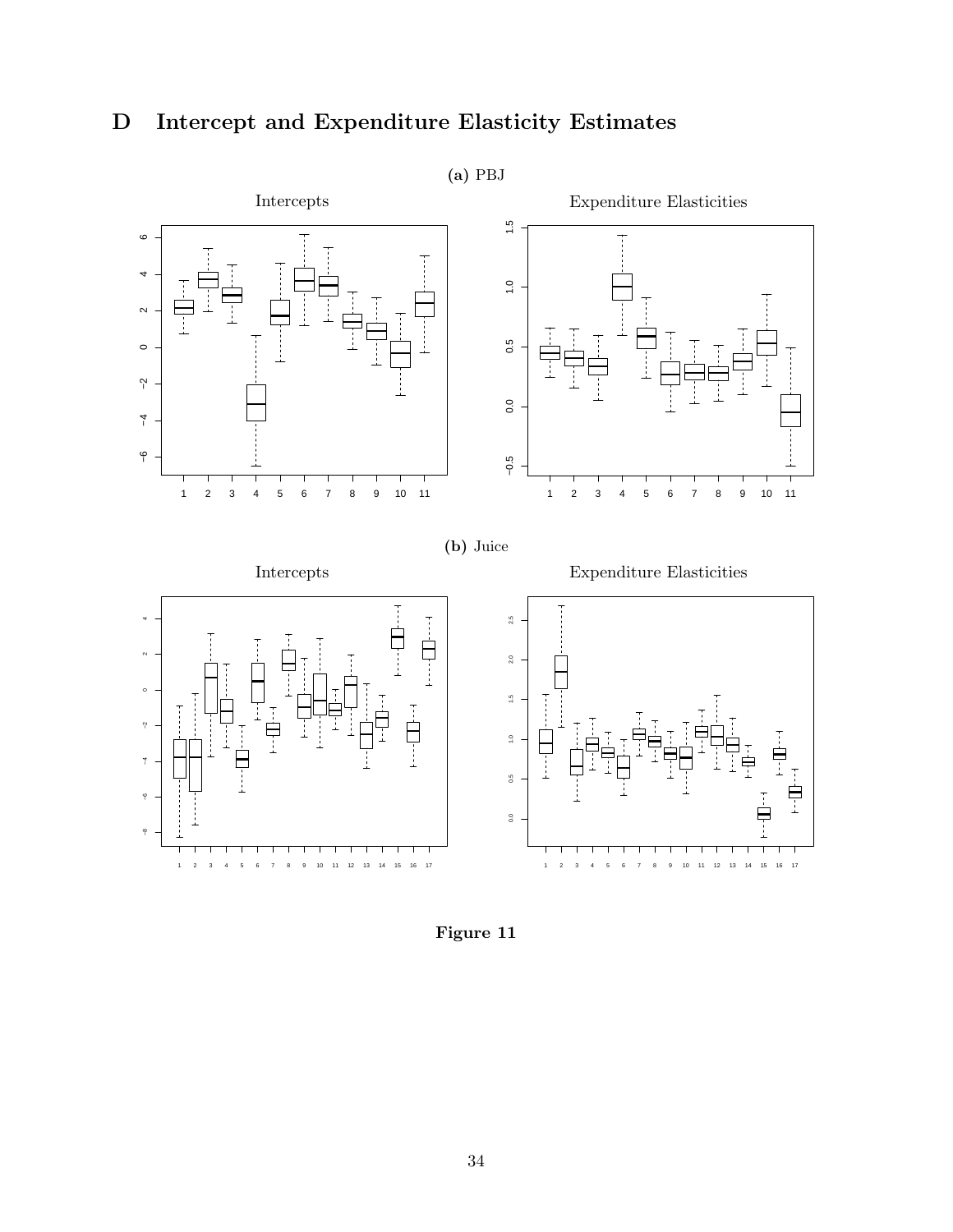# D Intercept and Expenditure Elasticity Estimates

**(a)** PBJ

**(b)** Juice

**Figure 11**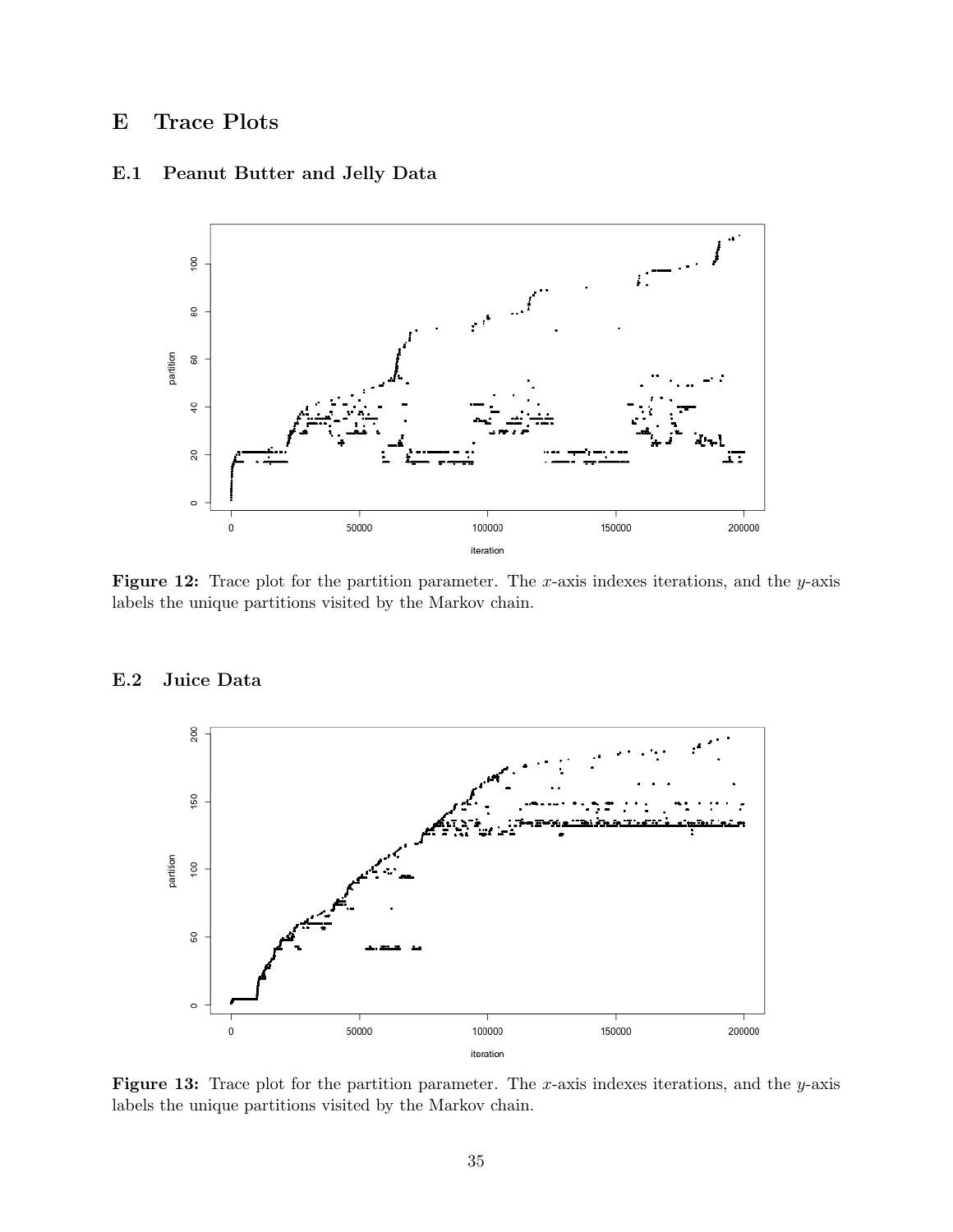# E Trace Plots

## E.1 Peanut Butter and Jelly Data

**Figure 12:** Trace plot for the partition parameter. The $x$-axis indexes iterations, and the $y$-axis labels the unique partitions visited by the Markov chain.

## E.2 Juice Data

**Figure 13:** Trace plot for the partition parameter. The $x$-axis indexes iterations, and the $y$-axis labels the unique partitions visited by the Markov chain.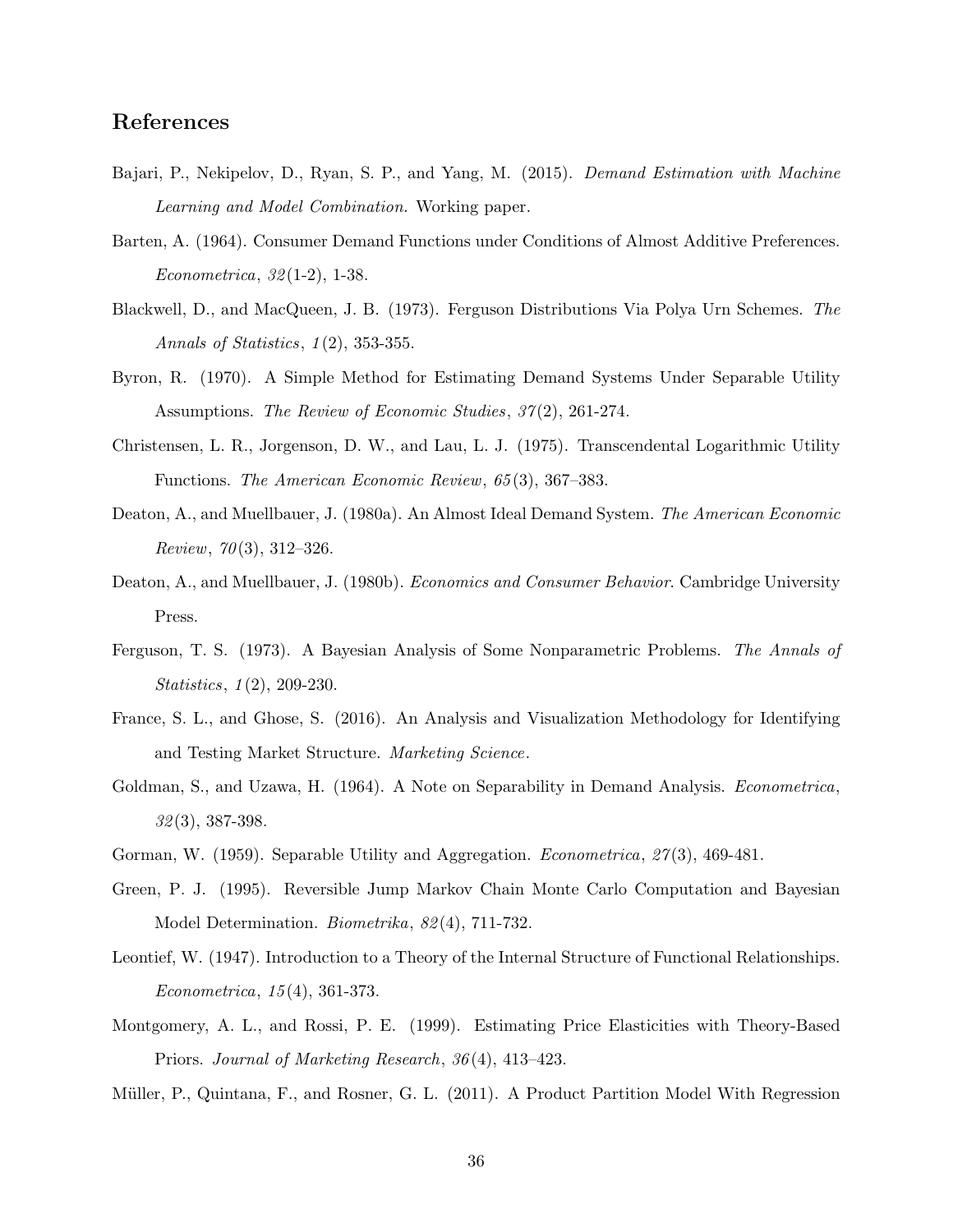## References

Bajari, P., Nekipelov, D., Ryan, S. P., and Yang, M. (2015). *Demand Estimation with Machine Learning and Model Combination.* Working paper.

Barten, A. (1964). Consumer Demand Functions under Conditions of Almost Additive Preferences. *Econometrica*, *32*(1-2), 1-38.

Blackwell, D., and MacQueen, J. B. (1973). Ferguson Distributions Via Polya Urn Schemes. *The Annals of Statistics*, *1*(2), 353-355.

Byron, R. (1970). A Simple Method for Estimating Demand Systems Under Separable Utility Assumptions. *The Review of Economic Studies*, *37*(2), 261-274.

Christensen, L. R., Jorgenson, D. W., and Lau, L. J. (1975). Transcendental Logarithmic Utility Functions. *The American Economic Review*, *65*(3), 367–383.

Deaton, A., and Muellbauer, J. (1980a). An Almost Ideal Demand System. *The American Economic Review*, *70*(3), 312–326.

Deaton, A., and Muellbauer, J. (1980b). *Economics and Consumer Behavior*. Cambridge University Press.

Ferguson, T. S. (1973). A Bayesian Analysis of Some Nonparametric Problems. *The Annals of Statistics*, *1*(2), 209-230.

France, S. L., and Ghose, S. (2016). An Analysis and Visualization Methodology for Identifying and Testing Market Structure. *Marketing Science*.

Goldman, S., and Uzawa, H. (1964). A Note on Separability in Demand Analysis. *Econometrica*, *32*(3), 387-398.

Gorman, W. (1959). Separable Utility and Aggregation. *Econometrica*, *27*(3), 469-481.

Green, P. J. (1995). Reversible Jump Markov Chain Monte Carlo Computation and Bayesian Model Determination. *Biometrika*, *82*(4), 711-732.

Leontief, W. (1947). Introduction to a Theory of the Internal Structure of Functional Relationships. *Econometrica*, *15*(4), 361-373.

Montgomery, A. L., and Rossi, P. E. (1999). Estimating Price Elasticities with Theory-Based Priors. *Journal of Marketing Research*, *36*(4), 413–423.

Müller, P., Quintana, F., and Rosner, G. L. (2011). A Product Partition Model With Regression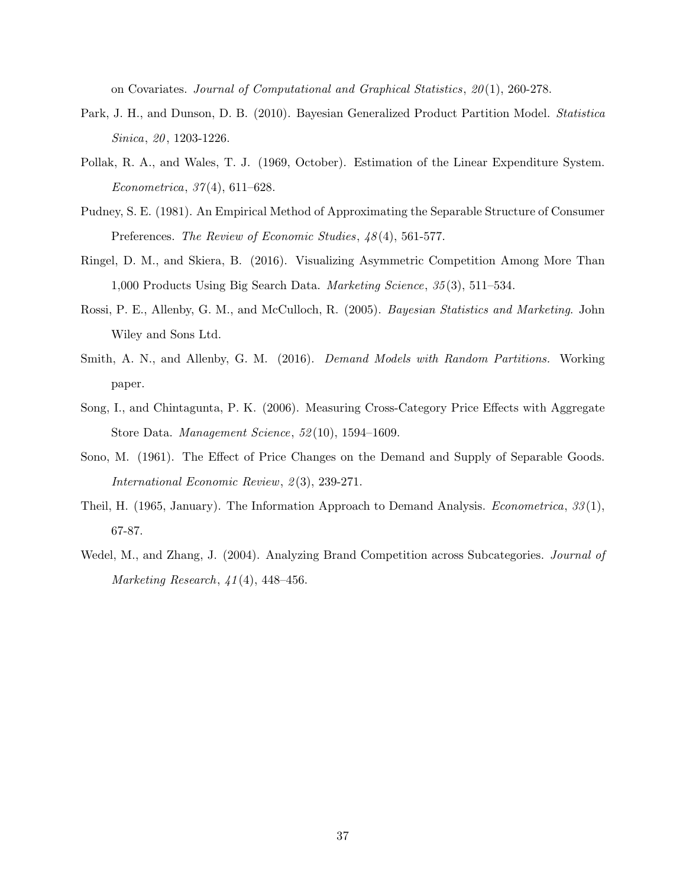on Covariates. *Journal of Computational and Graphical Statistics*, *20*(1), 260-278.

Park, J. H., and Dunson, D. B. (2010). Bayesian Generalized Product Partition Model. *Statistica Sinica*, *20*, 1203-1226.

Pollak, R. A., and Wales, T. J. (1969, October). Estimation of the Linear Expenditure System. *Econometrica*, *37*(4), 611–628.

Pudney, S. E. (1981). An Empirical Method of Approximating the Separable Structure of Consumer Preferences. *The Review of Economic Studies*, *48*(4), 561-577.

Ringel, D. M., and Skiera, B. (2016). Visualizing Asymmetric Competition Among More Than 1,000 Products Using Big Search Data. *Marketing Science*, *35*(3), 511–534.

Rossi, P. E., Allenby, G. M., and McCulloch, R. (2005). *Bayesian Statistics and Marketing*. John Wiley and Sons Ltd.

Smith, A. N., and Allenby, G. M. (2016). *Demand Models with Random Partitions.* Working paper.

Song, I., and Chintagunta, P. K. (2006). Measuring Cross-Category Price Effects with Aggregate Store Data. *Management Science*, *52*(10), 1594–1609.

Sono, M. (1961). The Effect of Price Changes on the Demand and Supply of Separable Goods. *International Economic Review*, *2*(3), 239-271.

Theil, H. (1965, January). The Information Approach to Demand Analysis. *Econometrica*, *33*(1), 67-87.

Wedel, M., and Zhang, J. (2004). Analyzing Brand Competition across Subcategories. *Journal of Marketing Research*, *41*(4), 448–456.